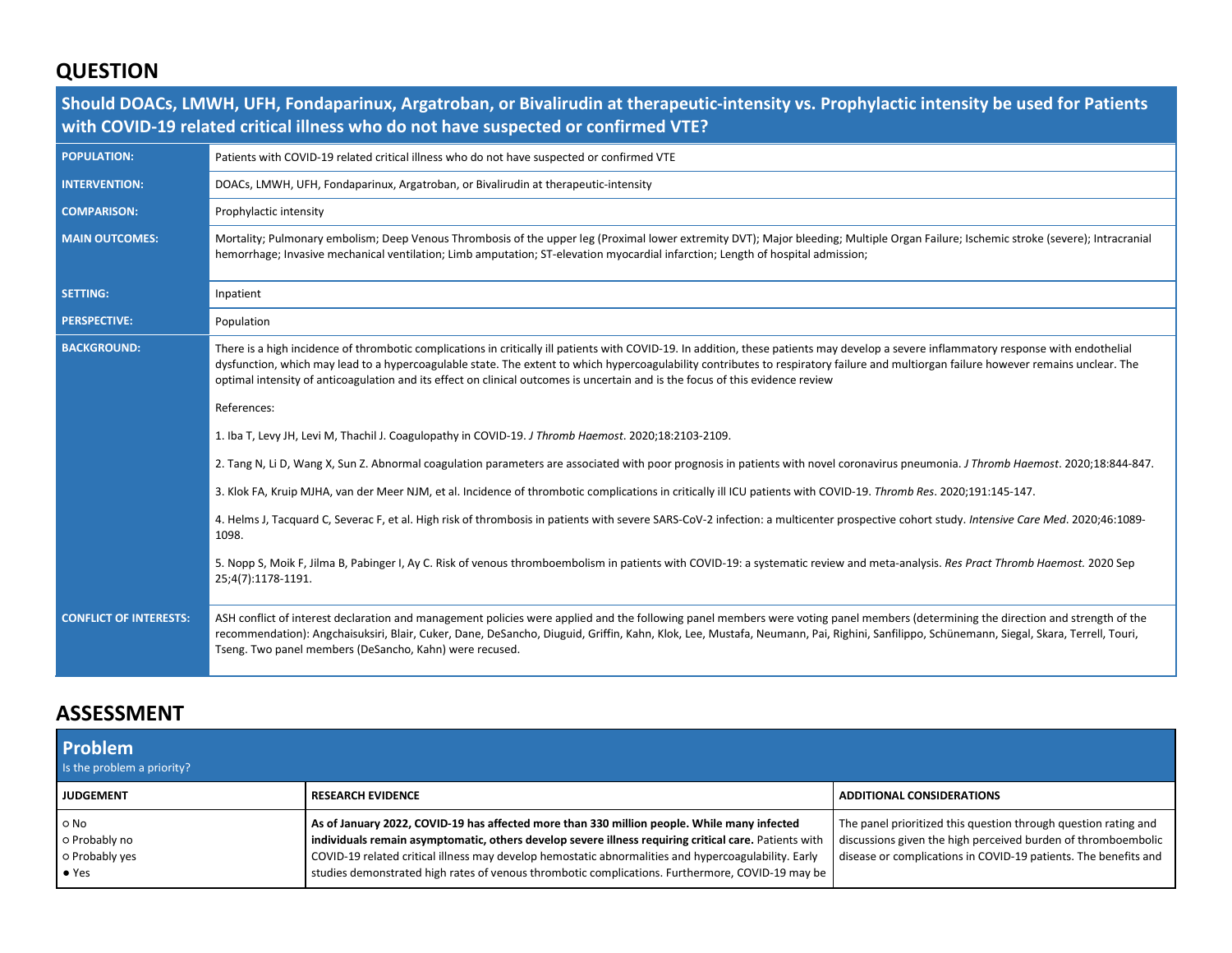## QUESTION

| Should DOACs, LMWH, UFH, Fondaparinux, Argatroban, or Bivalirudin at therapeutic-intensity vs. Prophylactic intensity be used for Patients with COVID-19 related critical illness who do not have suspected or confirmed VTE? | |
|---|---|
| **POPULATION:** | Patients with COVID-19 related critical illness who do not have suspected or confirmed VTE |
| **INTERVENTION:** | DOACs, LMWH, UFH, Fondaparinux, Argatroban, or Bivalirudin at therapeutic-intensity |
| **COMPARISON:** | Prophylactic intensity |
| **MAIN OUTCOMES:** | Mortality; Pulmonary embolism; Deep Venous Thrombosis of the upper leg (Proximal lower extremity DVT); Major bleeding; Multiple Organ Failure; Ischemic stroke (severe); Intracranial hemorrhage; Invasive mechanical ventilation; Limb amputation; ST-elevation myocardial infarction; Length of hospital admission; |
| **SETTING:** | Inpatient |
| **PERSPECTIVE:** | Population |
| **BACKGROUND:** | There is a high incidence of thrombotic complications in critically ill patients with COVID-19. In addition, these patients may develop a severe inflammatory response with endothelial dysfunction, which may lead to a hypercoagulable state. The extent to which hypercoagulability contributes to respiratory failure and multiorgan failure however remains unclear. The optimal intensity of anticoagulation and its effect on clinical outcomes is uncertain and is the focus of this evidence review<br><br>References:<br><br>1. Iba T, Levy JH, Levi M, Thachil J. Coagulopathy in COVID-19. *J Thromb Haemost*. 2020;18:2103-2109.<br><br>2. Tang N, Li D, Wang X, Sun Z. Abnormal coagulation parameters are associated with poor prognosis in patients with novel coronavirus pneumonia. *J Thromb Haemost*. 2020;18:844-847.<br><br>3. Klok FA, Kruip MJHA, van der Meer NJM, et al. Incidence of thrombotic complications in critically ill ICU patients with COVID-19. *Thromb Res*. 2020;191:145-147.<br><br>4. Helms J, Tacquard C, Severac F, et al. High risk of thrombosis in patients with severe SARS-CoV-2 infection: a multicenter prospective cohort study. *Intensive Care Med*. 2020;46:1089-1098.<br><br>5. Nopp S, Moik F, Jilma B, Pabinger I, Ay C. Risk of venous thromboembolism in patients with COVID-19: a systematic review and meta-analysis. *Res Pract Thromb Haemost.* 2020 Sep 25;4(7):1178-1191. |
| **CONFLICT OF INTERESTS:** | ASH conflict of interest declaration and management policies were applied and the following panel members were voting panel members (determining the direction and strength of the recommendation): Angchaisuksiri, Blair, Cuker, Dane, DeSancho, Diuguid, Griffin, Kahn, Klok, Lee, Mustafa, Neumann, Pai, Righini, Sanfilippo, Schünemann, Siegal, Skara, Terrell, Touri, Tseng. Two panel members (DeSancho, Kahn) were recused. |

## ASSESSMENT

### Problem
Is the problem a priority?

| JUDGEMENT | RESEARCH EVIDENCE | ADDITIONAL CONSIDERATIONS |
|---|---|---|
| ○ No<br>○ Probably no<br>○ Probably yes<br>● Yes | **As of January 2022, COVID-19 has affected more than 330 million people. While many infected individuals remain asymptomatic, others develop severe illness requiring critical care.** Patients with COVID-19 related critical illness may develop hemostatic abnormalities and hypercoagulability. Early studies demonstrated high rates of venous thrombotic complications. Furthermore, COVID-19 may be | The panel prioritized this question through question rating and discussions given the high perceived burden of thromboembolic disease or complications in COVID-19 patients. The benefits and |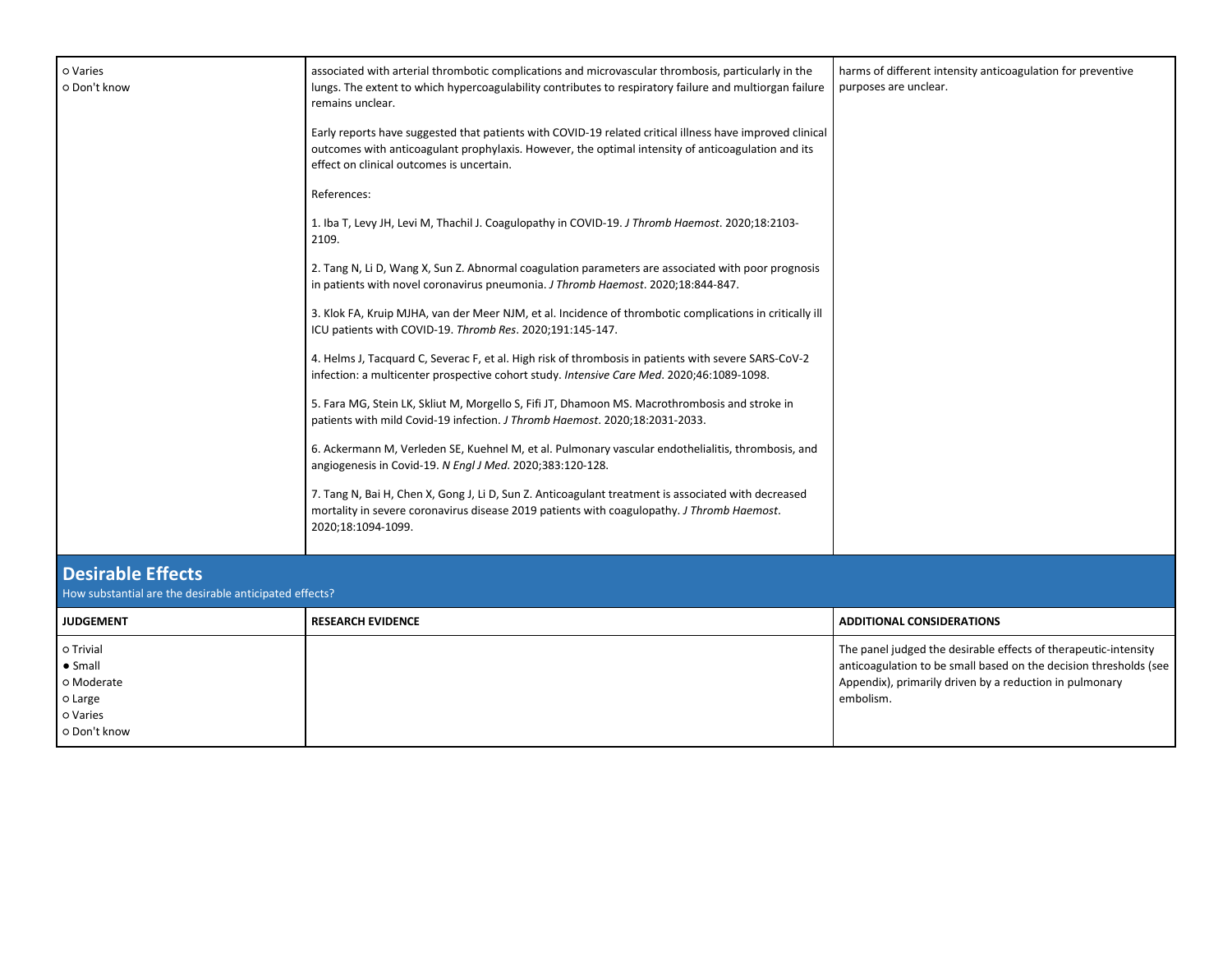| | | |
|---|---|---|
| ○ Varies<br>○ Don't know | associated with arterial thrombotic complications and microvascular thrombosis, particularly in the lungs. The extent to which hypercoagulability contributes to respiratory failure and multiorgan failure remains unclear.<br><br>Early reports have suggested that patients with COVID-19 related critical illness have improved clinical outcomes with anticoagulant prophylaxis. However, the optimal intensity of anticoagulation and its effect on clinical outcomes is uncertain.<br><br>References:<br><br>1. Iba T, Levy JH, Levi M, Thachil J. Coagulopathy in COVID-19. *J Thromb Haemost*. 2020;18:2103-2109.<br><br>2. Tang N, Li D, Wang X, Sun Z. Abnormal coagulation parameters are associated with poor prognosis in patients with novel coronavirus pneumonia. *J Thromb Haemost*. 2020;18:844-847.<br><br>3. Klok FA, Kruip MJHA, van der Meer NJM, et al. Incidence of thrombotic complications in critically ill ICU patients with COVID-19. *Thromb Res*. 2020;191:145-147.<br><br>4. Helms J, Tacquard C, Severac F, et al. High risk of thrombosis in patients with severe SARS-CoV-2 infection: a multicenter prospective cohort study. *Intensive Care Med*. 2020;46:1089-1098.<br><br>5. Fara MG, Stein LK, Skliut M, Morgello S, Fifi JT, Dhamoon MS. Macrothrombosis and stroke in patients with mild Covid-19 infection. *J Thromb Haemost*. 2020;18:2031-2033.<br><br>6. Ackermann M, Verleden SE, Kuehnel M, et al. Pulmonary vascular endothelialitis, thrombosis, and angiogenesis in Covid-19. *N Engl J Med*. 2020;383:120-128.<br><br>7. Tang N, Bai H, Chen X, Gong J, Li D, Sun Z. Anticoagulant treatment is associated with decreased mortality in severe coronavirus disease 2019 patients with coagulopathy. *J Thromb Haemost*. 2020;18:1094-1099. | harms of different intensity anticoagulation for preventive purposes are unclear. |

## Desirable Effects

How substantial are the desirable anticipated effects?

| JUDGEMENT | RESEARCH EVIDENCE | ADDITIONAL CONSIDERATIONS |
|---|---|---|
| ○ Trivial<br>● Small<br>○ Moderate<br>○ Large<br>○ Varies<br>○ Don't know | | The panel judged the desirable effects of therapeutic-intensity anticoagulation to be small based on the decision thresholds (see Appendix), primarily driven by a reduction in pulmonary embolism. |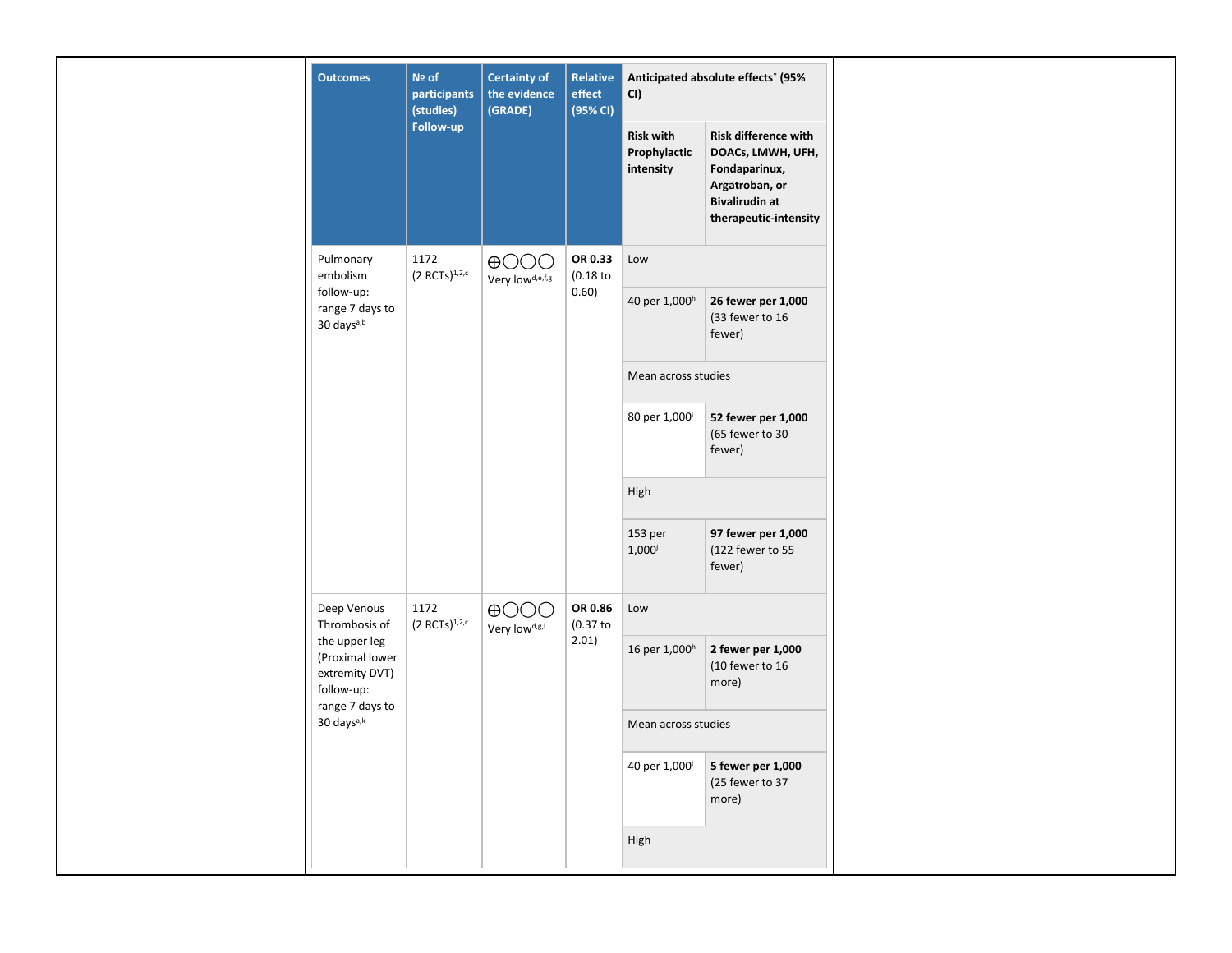| Outcomes | № of participants (studies) Follow-up | Certainty of the evidence (GRADE) | Relative effect (95% CI) | Anticipated absolute effects* (95% CI) | |
|---|---|---|---|---|---|
| | | | | Risk with Prophylactic intensity | Risk difference with DOACs, LMWH, UFH, Fondaparinux, Argatroban, or Bivalirudin at therapeutic-intensity |
| Pulmonary embolism follow-up: range 7 days to 30 days[a,b] | 1172 (2 RCTs)[1,2,c] | ⨁◯◯◯ Very low[d,e,f,g] | **OR 0.33** (0.18 to 0.60) | Low | |
| | | | | 40 per 1,000[h] | **26 fewer per 1,000** (33 fewer to 16 fewer) |
| | | | | Mean across studies | |
| | | | | 80 per 1,000[i] | **52 fewer per 1,000** (65 fewer to 30 fewer) |
| | | | | High | |
| | | | | 153 per 1,000[j] | **97 fewer per 1,000** (122 fewer to 55 fewer) |
| Deep Venous Thrombosis of the upper leg (Proximal lower extremity DVT) follow-up: range 7 days to 30 days[a,k] | 1172 (2 RCTs)[1,2,c] | ⨁◯◯◯ Very low[d,g,l] | **OR 0.86** (0.37 to 2.01) | Low | |
| | | | | 16 per 1,000[h] | **2 fewer per 1,000** (10 fewer to 16 more) |
| | | | | Mean across studies | |
| | | | | 40 per 1,000[i] | **5 fewer per 1,000** (25 fewer to 37 more) |
| | | | | High | |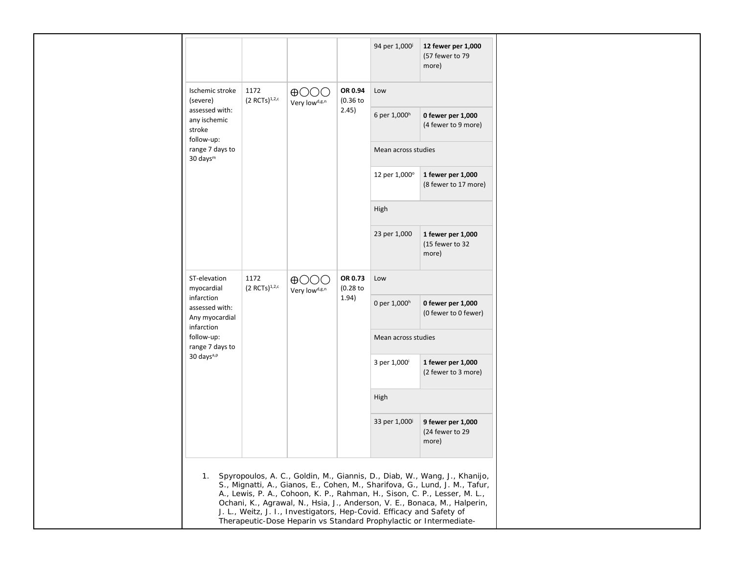| | | | | | |
|---|---|---|---|---|---|
| | | | | 94 per 1,000[j] | **12 fewer per 1,000** (57 fewer to 79 more) |
| Ischemic stroke (severe) assessed with: any ischemic stroke follow-up: range 7 days to 30 days[m] | 1172 (2 RCTs)[1,2,c] | ⨁◯◯◯ Very low[d,g,n] | **OR 0.94** (0.36 to 2.45) | Low | |
| | | | | 6 per 1,000[h] | **0 fewer per 1,000** (4 fewer to 9 more) |
| | | | | Mean across studies | |
| | | | | 12 per 1,000[o] | **1 fewer per 1,000** (8 fewer to 17 more) |
| | | | | High | |
| | | | | 23 per 1,000 | **1 fewer per 1,000** (15 fewer to 32 more) |
| ST-elevation myocardial infarction assessed with: Any myocardial infarction follow-up: range 7 days to 30 days[a,p] | 1172 (2 RCTs)[1,2,c] | ⨁◯◯◯ Very low[d,g,n] | **OR 0.73** (0.28 to 1.94) | Low | |
| | | | | 0 per 1,000[h] | **0 fewer per 1,000** (0 fewer to 0 fewer) |
| | | | | Mean across studies | |
| | | | | 3 per 1,000[i] | **1 fewer per 1,000** (2 fewer to 3 more) |
| | | | | High | |
| | | | | 33 per 1,000[j] | **9 fewer per 1,000** (24 fewer to 29 more) |

1. Spyropoulos, A. C., Goldin, M., Giannis, D., Diab, W., Wang, J., Khanijo, S., Mignatti, A., Gianos, E., Cohen, M., Sharifova, G., Lund, J. M., Tafur, A., Lewis, P. A., Cohoon, K. P., Rahman, H., Sison, C. P., Lesser, M. L., Ochani, K., Agrawal, N., Hsia, J., Anderson, V. E., Bonaca, M., Halperin, J. L., Weitz, J. I., Investigators, Hep-Covid. Efficacy and Safety of Therapeutic-Dose Heparin vs Standard Prophylactic or Intermediate-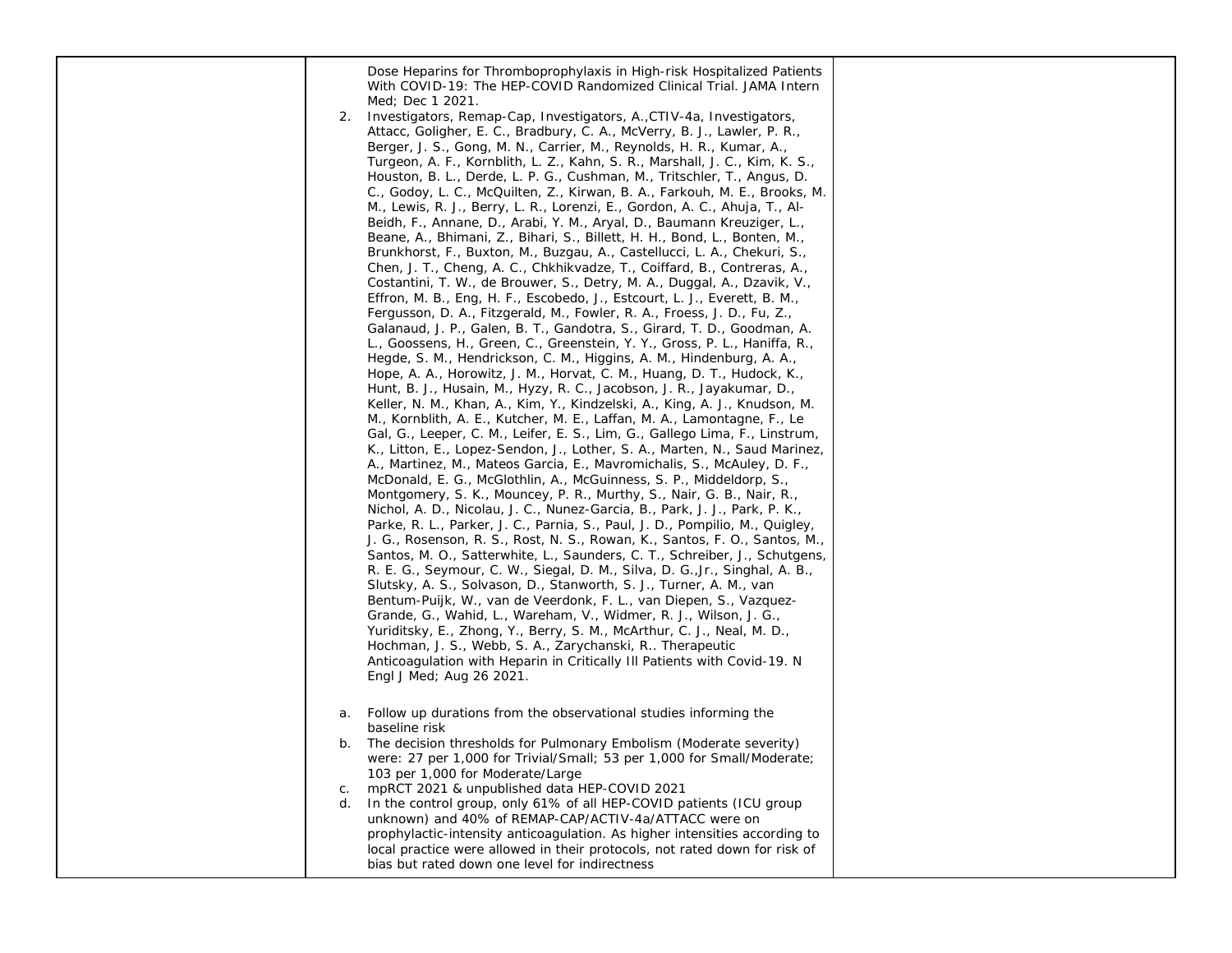| | | |
|---|---|---|
| | Dose Heparins for Thromboprophylaxis in High-risk Hospitalized Patients With COVID-19: The HEP-COVID Randomized Clinical Trial. JAMA Intern Med; Dec 1 2021.<br>2. Investigators, Remap-Cap, Investigators, A.,CTIV-4a, Investigators, Attacc, Goligher, E. C., Bradbury, C. A., McVerry, B. J., Lawler, P. R., Berger, J. S., Gong, M. N., Carrier, M., Reynolds, H. R., Kumar, A., Turgeon, A. F., Kornblith, L. Z., Kahn, S. R., Marshall, J. C., Kim, K. S., Houston, B. L., Derde, L. P. G., Cushman, M., Tritschler, T., Angus, D. C., Godoy, L. C., McQuilten, Z., Kirwan, B. A., Farkouh, M. E., Brooks, M. M., Lewis, R. J., Berry, L. R., Lorenzi, E., Gordon, A. C., Ahuja, T., Al-Beidh, F., Annane, D., Arabi, Y. M., Aryal, D., Baumann Kreuziger, L., Beane, A., Bhimani, Z., Bihari, S., Billett, H. H., Bond, L., Bonten, M., Brunkhorst, F., Buxton, M., Buzgau, A., Castellucci, L. A., Chekuri, S., Chen, J. T., Cheng, A. C., Chkhikvadze, T., Coiffard, B., Contreras, A., Costantini, T. W., de Brouwer, S., Detry, M. A., Duggal, A., Dzavik, V., Effron, M. B., Eng, H. F., Escobedo, J., Estcourt, L. J., Everett, B. M., Fergusson, D. A., Fitzgerald, M., Fowler, R. A., Froess, J. D., Fu, Z., Galanaud, J. P., Galen, B. T., Gandotra, S., Girard, T. D., Goodman, A. L., Goossens, H., Green, C., Greenstein, Y. Y., Gross, P. L., Haniffa, R., Hegde, S. M., Hendrickson, C. M., Higgins, A. M., Hindenburg, A. A., Hope, A. A., Horowitz, J. M., Horvat, C. M., Huang, D. T., Hudock, K., Hunt, B. J., Husain, M., Hyzy, R. C., Jacobson, J. R., Jayakumar, D., Keller, N. M., Khan, A., Kim, Y., Kindzelski, A., King, A. J., Knudson, M. M., Kornblith, A. E., Kutcher, M. E., Laffan, M. A., Lamontagne, F., Le Gal, G., Leeper, C. M., Leifer, E. S., Lim, G., Gallego Lima, F., Linstrum, K., Litton, E., Lopez-Sendon, J., Lother, S. A., Marten, N., Saud Marinez, A., Martinez, M., Mateos Garcia, E., Mavromichalis, S., McAuley, D. F., McDonald, E. G., McGlothlin, A., McGuinness, S. P., Middeldorp, S., Montgomery, S. K., Mouncey, P. R., Murthy, S., Nair, G. B., Nair, R., Nichol, A. D., Nicolau, J. C., Nunez-Garcia, B., Park, J. J., Park, P. K., Parke, R. L., Parker, J. C., Parnia, S., Paul, J. D., Pompilio, M., Quigley, J. G., Rosenson, R. S., Rost, N. S., Rowan, K., Santos, F. O., Santos, M., Santos, M. O., Satterwhite, L., Saunders, C. T., Schreiber, J., Schutgens, R. E. G., Seymour, C. W., Siegal, D. M., Silva, D. G.,Jr., Singhal, A. B., Slutsky, A. S., Solvason, D., Stanworth, S. J., Turner, A. M., van Bentum-Puijk, W., van de Veerdonk, F. L., van Diepen, S., Vazquez-Grande, G., Wahid, L., Wareham, V., Widmer, R. J., Wilson, J. G., Yuriditsky, E., Zhong, Y., Berry, S. M., McArthur, C. J., Neal, M. D., Hochman, J. S., Webb, S. A., Zarychanski, R.. Therapeutic Anticoagulation with Heparin in Critically Ill Patients with Covid-19. N Engl J Med; Aug 26 2021.<br><br>a. Follow up durations from the observational studies informing the baseline risk<br>b. The decision thresholds for Pulmonary Embolism (Moderate severity) were: 27 per 1,000 for Trivial/Small; 53 per 1,000 for Small/Moderate; 103 per 1,000 for Moderate/Large<br>c. mpRCT 2021 & unpublished data HEP-COVID 2021<br>d. In the control group, only 61% of all HEP-COVID patients (ICU group unknown) and 40% of REMAP-CAP/ACTIV-4a/ATTACC were on prophylactic-intensity anticoagulation. As higher intensities according to local practice were allowed in their protocols, not rated down for risk of bias but rated down one level for indirectness | |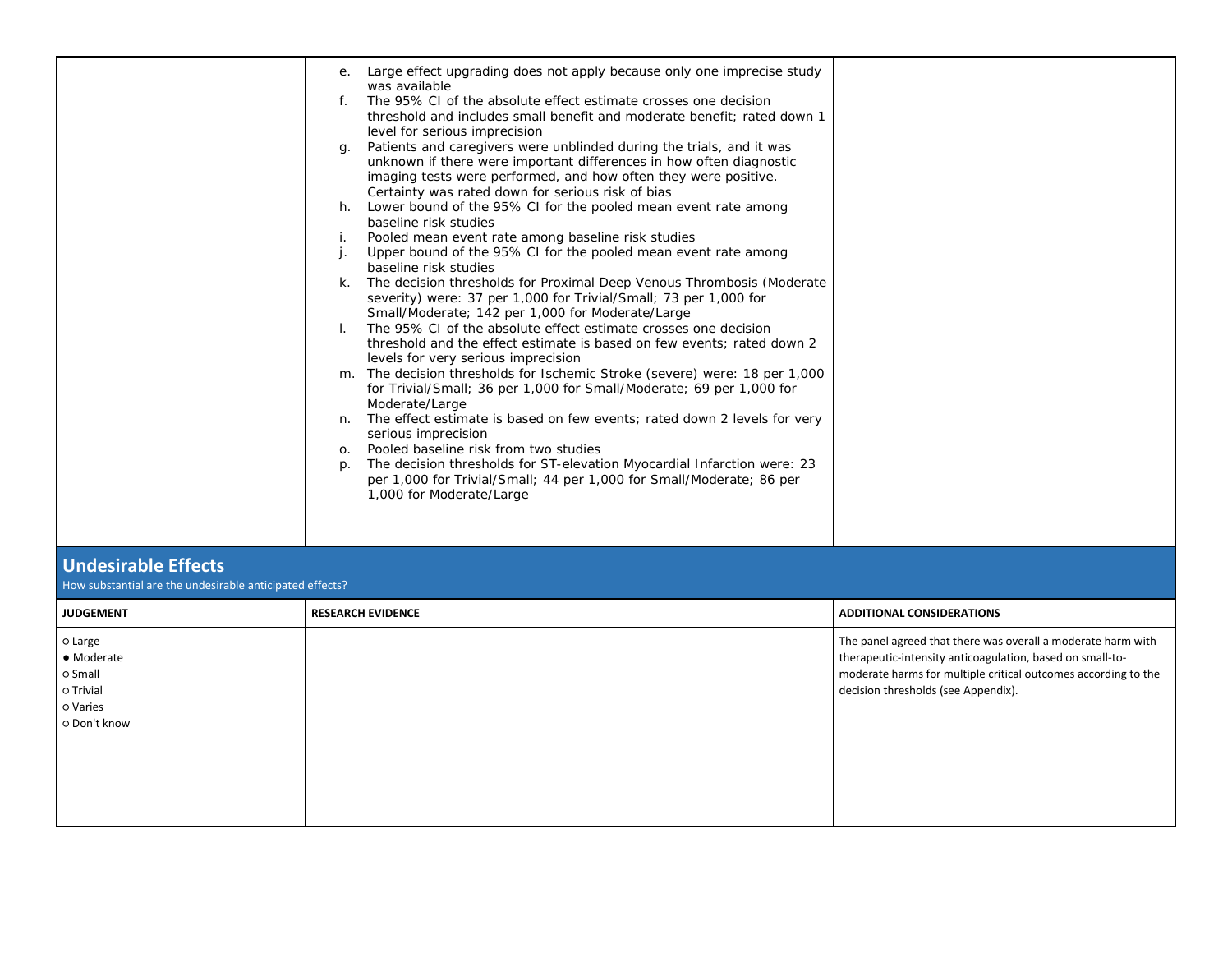| | | |
|---|---|---|
| | e. Large effect upgrading does not apply because only one imprecise study was available<br>f. The 95% CI of the absolute effect estimate crosses one decision threshold and includes small benefit and moderate benefit; rated down 1 level for serious imprecision<br>g. Patients and caregivers were unblinded during the trials, and it was unknown if there were important differences in how often diagnostic imaging tests were performed, and how often they were positive. Certainty was rated down for serious risk of bias<br>h. Lower bound of the 95% CI for the pooled mean event rate among baseline risk studies<br>i. Pooled mean event rate among baseline risk studies<br>j. Upper bound of the 95% CI for the pooled mean event rate among baseline risk studies<br>k. The decision thresholds for Proximal Deep Venous Thrombosis (Moderate severity) were: 37 per 1,000 for Trivial/Small; 73 per 1,000 for Small/Moderate; 142 per 1,000 for Moderate/Large<br>l. The 95% CI of the absolute effect estimate crosses one decision threshold and the effect estimate is based on few events; rated down 2 levels for very serious imprecision<br>m. The decision thresholds for Ischemic Stroke (severe) were: 18 per 1,000 for Trivial/Small; 36 per 1,000 for Small/Moderate; 69 per 1,000 for Moderate/Large<br>n. The effect estimate is based on few events; rated down 2 levels for very serious imprecision<br>o. Pooled baseline risk from two studies<br>p. The decision thresholds for ST-elevation Myocardial Infarction were: 23 per 1,000 for Trivial/Small; 44 per 1,000 for Small/Moderate; 86 per 1,000 for Moderate/Large | |

## Undesirable Effects

How substantial are the undesirable anticipated effects?

| JUDGEMENT | RESEARCH EVIDENCE | ADDITIONAL CONSIDERATIONS |
|---|---|---|
| ○ Large<br>● Moderate<br>○ Small<br>○ Trivial<br>○ Varies<br>○ Don't know | | The panel agreed that there was overall a moderate harm with therapeutic-intensity anticoagulation, based on small-to-moderate harms for multiple critical outcomes according to the decision thresholds (see Appendix). |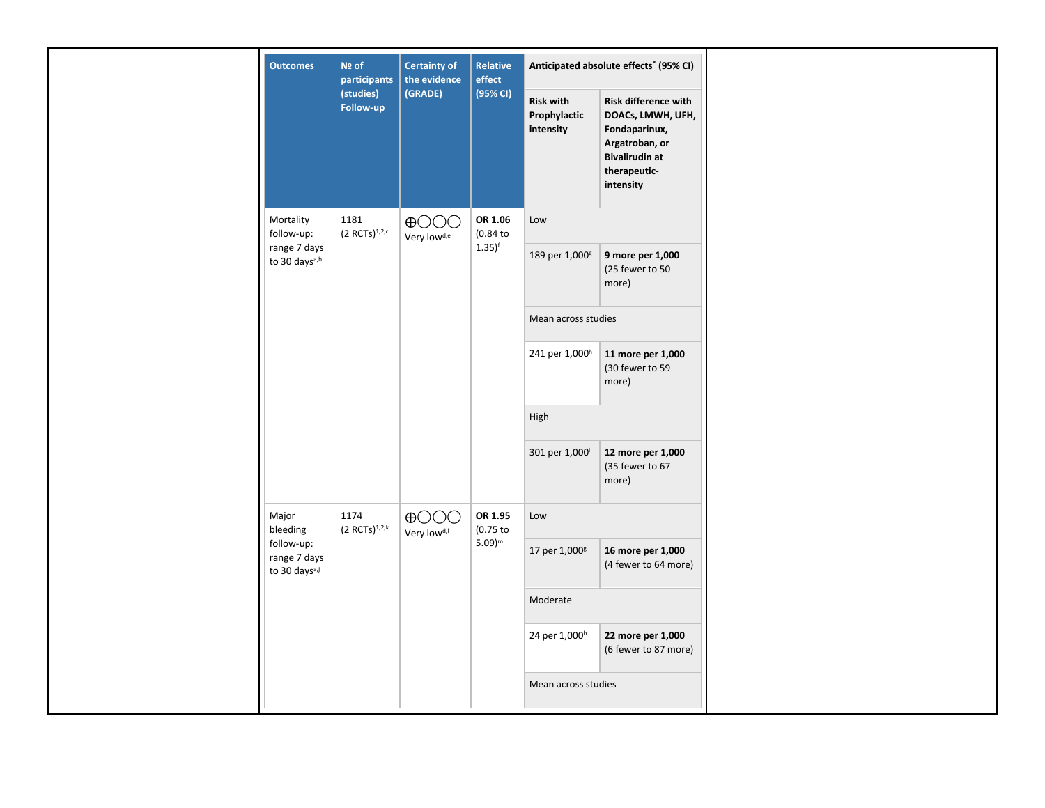| Outcomes | № of participants (studies) Follow-up | Certainty of the evidence (GRADE) | Relative effect (95% CI) | Anticipated absolute effects* (95% CI) | |
|---|---|---|---|---|---|
| | | | | Risk with Prophylactic intensity | Risk difference with DOACs, LMWH, UFH, Fondaparinux, Argatroban, or Bivalirudin at therapeutic-intensity |
| Mortality follow-up: range 7 days to 30 days[a,b] | 1181 (2 RCTs)[1,2,c] | ⨁◯◯◯ Very low[d,e] | **OR 1.06** (0.84 to 1.35)[f] | Low | |
| | | | | 189 per 1,000[g] | **9 more per 1,000** (25 fewer to 50 more) |
| | | | | Mean across studies | |
| | | | | 241 per 1,000[h] | **11 more per 1,000** (30 fewer to 59 more) |
| | | | | High | |
| | | | | 301 per 1,000[i] | **12 more per 1,000** (35 fewer to 67 more) |
| Major bleeding follow-up: range 7 days to 30 days[a,j] | 1174 (2 RCTs)[1,2,k] | ⨁◯◯◯ Very low[d,l] | **OR 1.95** (0.75 to 5.09)[m] | Low | |
| | | | | 17 per 1,000[g] | **16 more per 1,000** (4 fewer to 64 more) |
| | | | | Moderate | |
| | | | | 24 per 1,000[h] | **22 more per 1,000** (6 fewer to 87 more) |
| | | | | Mean across studies | |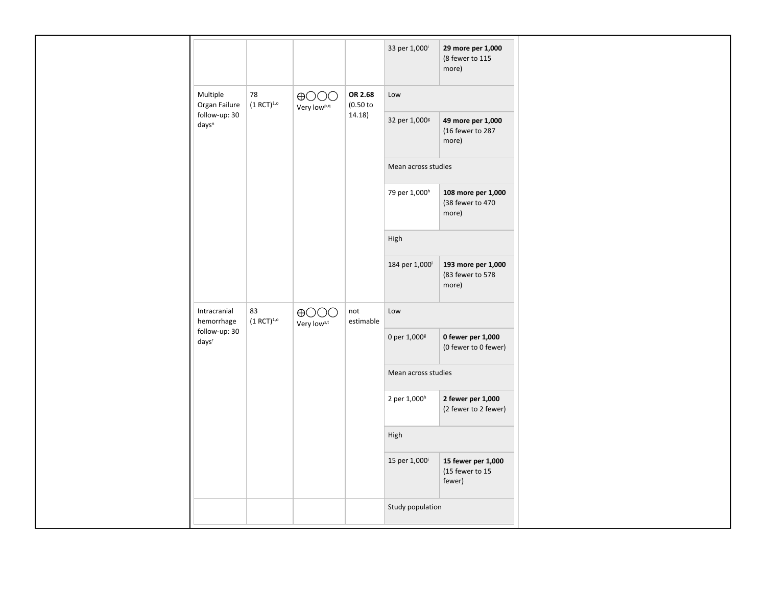| | | | | | |
|---|---|---|---|---|---|
| | | | | 33 per 1,000[i] | **29 more per 1,000** (8 fewer to 115 more) |
| Multiple Organ Failure follow-up: 30 days[n] | 78 (1 RCT)[1,o] | ⊕◯◯◯ Very low[p,q] | **OR 2.68** (0.50 to 14.18) | Low | |
| | | | | 32 per 1,000[g] | **49 more per 1,000** (16 fewer to 287 more) |
| | | | | Mean across studies | |
| | | | | 79 per 1,000[h] | **108 more per 1,000** (38 fewer to 470 more) |
| | | | | High | |
| | | | | 184 per 1,000[i] | **193 more per 1,000** (83 fewer to 578 more) |
| Intracranial hemorrhage follow-up: 30 days[r] | 83 (1 RCT)[1,o] | ⊕◯◯◯ Very low[s,t] | not estimable | Low | |
| | | | | 0 per 1,000[g] | **0 fewer per 1,000** (0 fewer to 0 fewer) |
| | | | | Mean across studies | |
| | | | | 2 per 1,000[h] | **2 fewer per 1,000** (2 fewer to 2 fewer) |
| | | | | High | |
| | | | | 15 per 1,000[i] | **15 fewer per 1,000** (15 fewer to 15 fewer) |
| | | | | Study population | |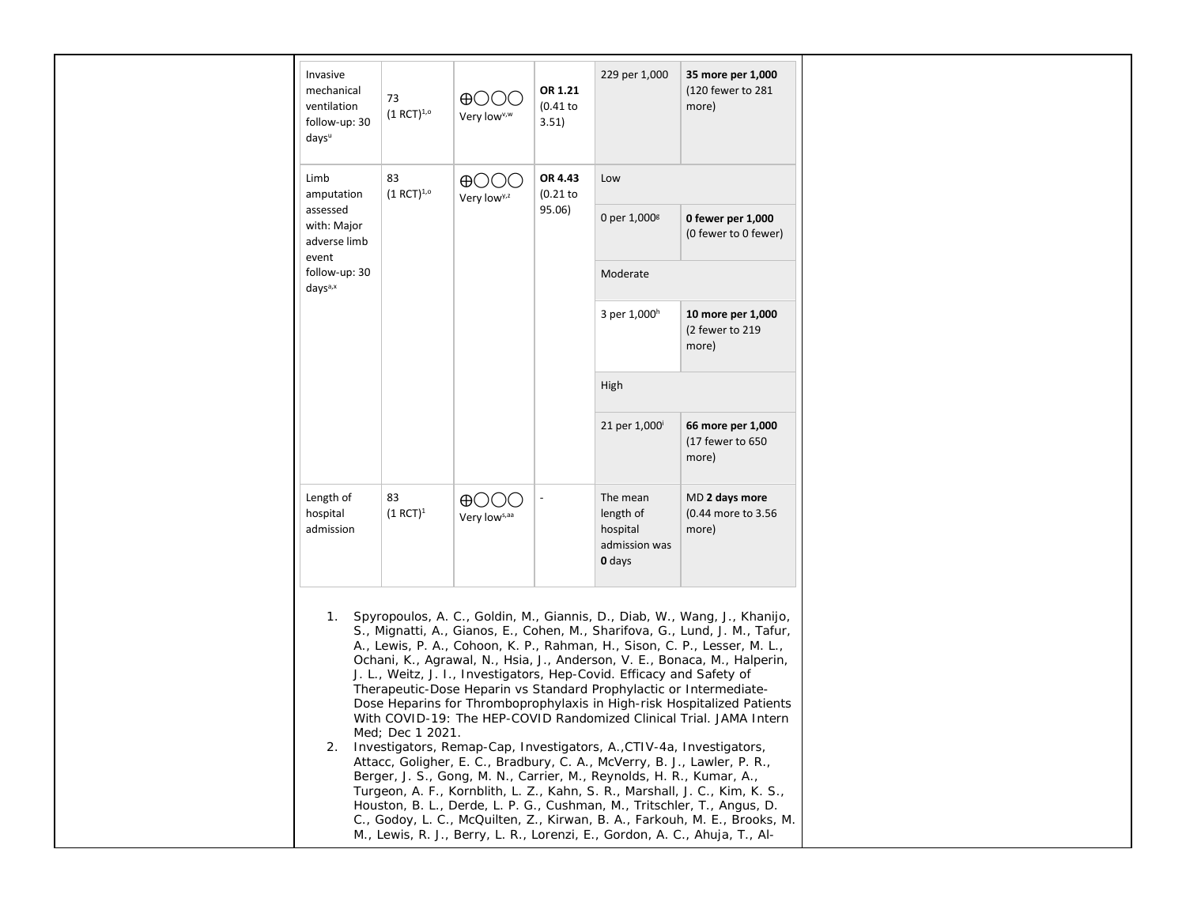| | | | | | |
|---|---|---|---|---|---|
| Invasive mechanical ventilation follow-up: 30 days[u] | 73 (1 RCT)[1,o] | ⊕◯◯◯ Very low[v,w] | **OR 1.21** (0.41 to 3.51) | 229 per 1,000 | **35 more per 1,000** (120 fewer to 281 more) |
| Limb amputation assessed with: Major adverse limb event follow-up: 30 days[a,x] | 83 (1 RCT)[1,o] | ⊕◯◯◯ Very low[y,z] | **OR 4.43** (0.21 to 95.06) | Low | |
| | | | | 0 per 1,000[g] | **0 fewer per 1,000** (0 fewer to 0 fewer) |
| | | | | Moderate | |
| | | | | 3 per 1,000[h] | **10 more per 1,000** (2 fewer to 219 more) |
| | | | | High | |
| | | | | 21 per 1,000[i] | **66 more per 1,000** (17 fewer to 650 more) |
| Length of hospital admission | 83 (1 RCT)[1] | ⊕◯◯◯ Very low[s,aa] | - | The mean length of hospital admission was **0** days | MD **2 days more** (0.44 more to 3.56 more) |

1. Spyropoulos, A. C., Goldin, M., Giannis, D., Diab, W., Wang, J., Khanijo, S., Mignatti, A., Gianos, E., Cohen, M., Sharifova, G., Lund, J. M., Tafur, A., Lewis, P. A., Cohoon, K. P., Rahman, H., Sison, C. P., Lesser, M. L., Ochani, K., Agrawal, N., Hsia, J., Anderson, V. E., Bonaca, M., Halperin, J. L., Weitz, J. I., Investigators, Hep-Covid. Efficacy and Safety of Therapeutic-Dose Heparin vs Standard Prophylactic or Intermediate-Dose Heparins for Thromboprophylaxis in High-risk Hospitalized Patients With COVID-19: The HEP-COVID Randomized Clinical Trial. JAMA Intern Med; Dec 1 2021.
2. Investigators, Remap-Cap, Investigators, A.,CTIV-4a, Investigators, Attacc, Goligher, E. C., Bradbury, C. A., McVerry, B. J., Lawler, P. R., Berger, J. S., Gong, M. N., Carrier, M., Reynolds, H. R., Kumar, A., Turgeon, A. F., Kornblith, L. Z., Kahn, S. R., Marshall, J. C., Kim, K. S., Houston, B. L., Derde, L. P. G., Cushman, M., Tritschler, T., Angus, D. C., Godoy, L. C., McQuilten, Z., Kirwan, B. A., Farkouh, M. E., Brooks, M. M., Lewis, R. J., Berry, L. R., Lorenzi, E., Gordon, A. C., Ahuja, T., Al-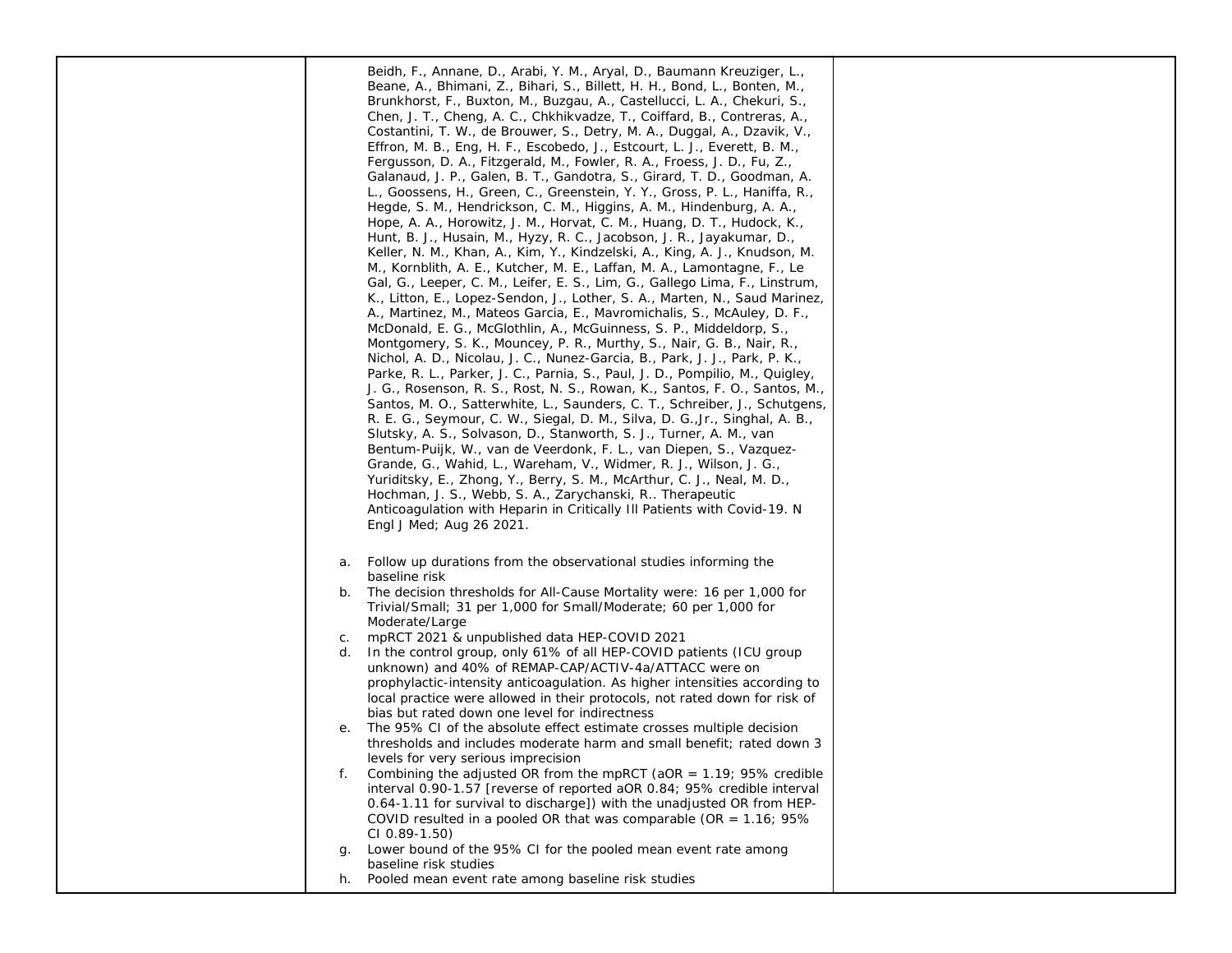| | | |
|---|---|---|
| | Beidh, F., Annane, D., Arabi, Y. M., Aryal, D., Baumann Kreuziger, L., Beane, A., Bhimani, Z., Bihari, S., Billett, H. H., Bond, L., Bonten, M., Brunkhorst, F., Buxton, M., Buzgau, A., Castellucci, L. A., Chekuri, S., Chen, J. T., Cheng, A. C., Chkhikvadze, T., Coiffard, B., Contreras, A., Costantini, T. W., de Brouwer, S., Detry, M. A., Duggal, A., Dzavik, V., Effron, M. B., Eng, H. F., Escobedo, J., Estcourt, L. J., Everett, B. M., Fergusson, D. A., Fitzgerald, M., Fowler, R. A., Froess, J. D., Fu, Z., Galanaud, J. P., Galen, B. T., Gandotra, S., Girard, T. D., Goodman, A. L., Goossens, H., Green, C., Greenstein, Y. Y., Gross, P. L., Haniffa, R., Hegde, S. M., Hendrickson, C. M., Higgins, A. M., Hindenburg, A. A., Hope, A. A., Horowitz, J. M., Horvat, C. M., Huang, D. T., Hudock, K., Hunt, B. J., Husain, M., Hyzy, R. C., Jacobson, J. R., Jayakumar, D., Keller, N. M., Khan, A., Kim, Y., Kindzelski, A., King, A. J., Knudson, M. M., Kornblith, A. E., Kutcher, M. E., Laffan, M. A., Lamontagne, F., Le Gal, G., Leeper, C. M., Leifer, E. S., Lim, G., Gallego Lima, F., Linstrum, K., Litton, E., Lopez-Sendon, J., Lother, S. A., Marten, N., Saud Marinez, A., Martinez, M., Mateos Garcia, E., Mavromichalis, S., McAuley, D. F., McDonald, E. G., McGlothlin, A., McGuinness, S. P., Middeldorp, S., Montgomery, S. K., Mouncey, P. R., Murthy, S., Nair, G. B., Nair, R., Nichol, A. D., Nicolau, J. C., Nunez-Garcia, B., Park, J. J., Park, P. K., Parke, R. L., Parker, J. C., Parnia, S., Paul, J. D., Pompilio, M., Quigley, J. G., Rosenson, R. S., Rost, N. S., Rowan, K., Santos, F. O., Santos, M., Santos, M. O., Satterwhite, L., Saunders, C. T., Schreiber, J., Schutgens, R. E. G., Seymour, C. W., Siegal, D. M., Silva, D. G.,Jr., Singhal, A. B., Slutsky, A. S., Solvason, D., Stanworth, S. J., Turner, A. M., van Bentum-Puijk, W., van de Veerdonk, F. L., van Diepen, S., Vazquez-Grande, G., Wahid, L., Wareham, V., Widmer, R. J., Wilson, J. G., Yuriditsky, E., Zhong, Y., Berry, S. M., McArthur, C. J., Neal, M. D., Hochman, J. S., Webb, S. A., Zarychanski, R.. Therapeutic Anticoagulation with Heparin in Critically Ill Patients with Covid-19. N Engl J Med; Aug 26 2021.<br><br>a. Follow up durations from the observational studies informing the baseline risk<br>b. The decision thresholds for All-Cause Mortality were: 16 per 1,000 for Trivial/Small; 31 per 1,000 for Small/Moderate; 60 per 1,000 for Moderate/Large<br>c. mpRCT 2021 & unpublished data HEP-COVID 2021<br>d. In the control group, only 61% of all HEP-COVID patients (ICU group unknown) and 40% of REMAP-CAP/ACTIV-4a/ATTACC were on prophylactic-intensity anticoagulation. As higher intensities according to local practice were allowed in their protocols, not rated down for risk of bias but rated down one level for indirectness<br>e. The 95% CI of the absolute effect estimate crosses multiple decision thresholds and includes moderate harm and small benefit; rated down 3 levels for very serious imprecision<br>f. Combining the adjusted OR from the mpRCT (aOR = 1.19; 95% credible interval 0.90-1.57 [reverse of reported aOR 0.84; 95% credible interval 0.64-1.11 for survival to discharge]) with the unadjusted OR from HEP-COVID resulted in a pooled OR that was comparable (OR = 1.16; 95% CI 0.89-1.50)<br>g. Lower bound of the 95% CI for the pooled mean event rate among baseline risk studies<br>h. Pooled mean event rate among baseline risk studies | |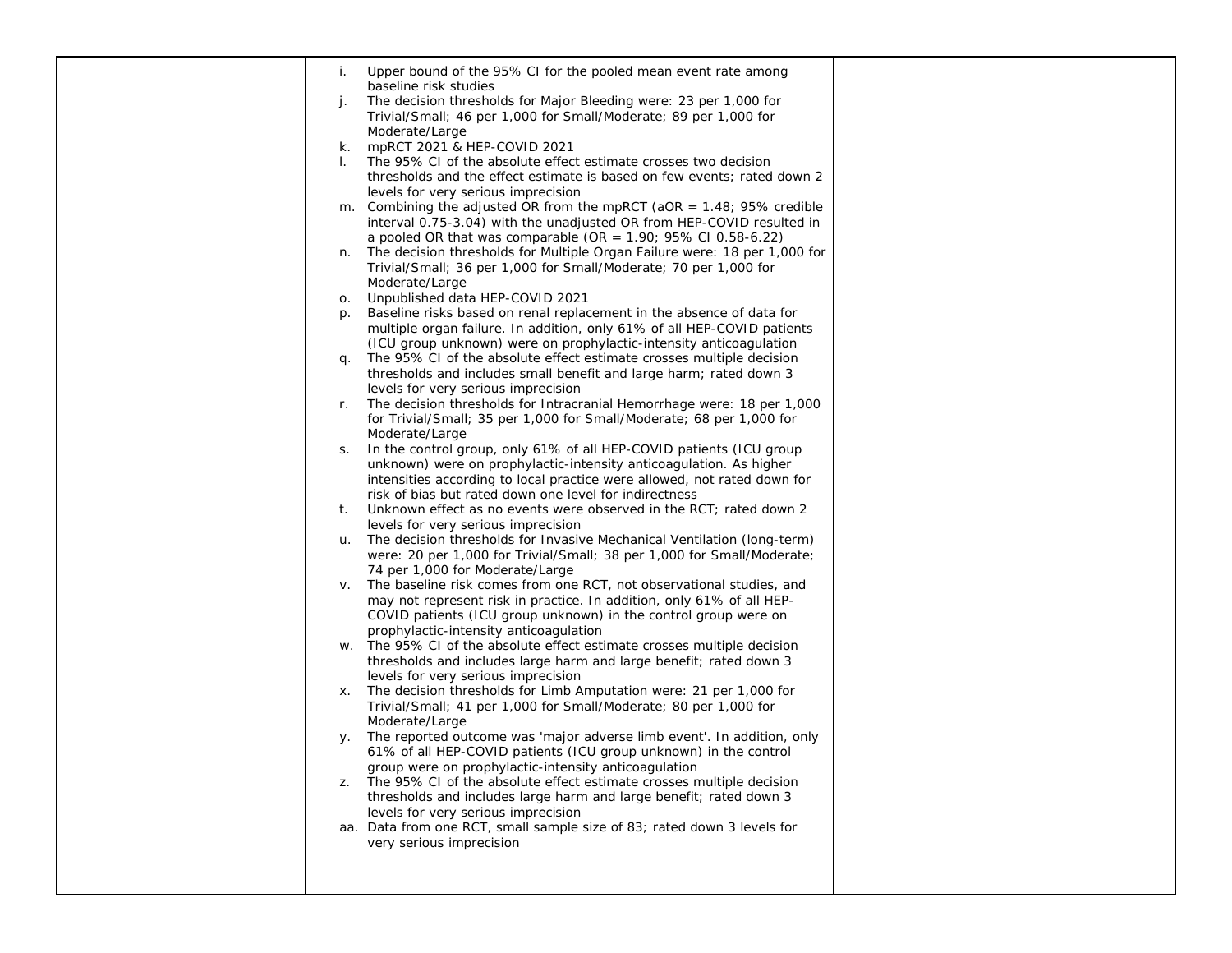|  |  |  |
| --- | --- | --- |
|  | i. Upper bound of the 95% CI for the pooled mean event rate among baseline risk studies<br>j. The decision thresholds for Major Bleeding were: 23 per 1,000 for Trivial/Small; 46 per 1,000 for Small/Moderate; 89 per 1,000 for Moderate/Large<br>k. mpRCT 2021 & HEP-COVID 2021<br>l. The 95% CI of the absolute effect estimate crosses two decision thresholds and the effect estimate is based on few events; rated down 2 levels for very serious imprecision<br>m. Combining the adjusted OR from the mpRCT (aOR = 1.48; 95% credible interval 0.75-3.04) with the unadjusted OR from HEP-COVID resulted in a pooled OR that was comparable (OR = 1.90; 95% CI 0.58-6.22)<br>n. The decision thresholds for Multiple Organ Failure were: 18 per 1,000 for Trivial/Small; 36 per 1,000 for Small/Moderate; 70 per 1,000 for Moderate/Large<br>o. Unpublished data HEP-COVID 2021<br>p. Baseline risks based on renal replacement in the absence of data for multiple organ failure. In addition, only 61% of all HEP-COVID patients (ICU group unknown) were on prophylactic-intensity anticoagulation<br>q. The 95% CI of the absolute effect estimate crosses multiple decision thresholds and includes small benefit and large harm; rated down 3 levels for very serious imprecision<br>r. The decision thresholds for Intracranial Hemorrhage were: 18 per 1,000 for Trivial/Small; 35 per 1,000 for Small/Moderate; 68 per 1,000 for Moderate/Large<br>s. In the control group, only 61% of all HEP-COVID patients (ICU group unknown) were on prophylactic-intensity anticoagulation. As higher intensities according to local practice were allowed, not rated down for risk of bias but rated down one level for indirectness<br>t. Unknown effect as no events were observed in the RCT; rated down 2 levels for very serious imprecision<br>u. The decision thresholds for Invasive Mechanical Ventilation (long-term) were: 20 per 1,000 for Trivial/Small; 38 per 1,000 for Small/Moderate; 74 per 1,000 for Moderate/Large<br>v. The baseline risk comes from one RCT, not observational studies, and may not represent risk in practice. In addition, only 61% of all HEP-COVID patients (ICU group unknown) in the control group were on prophylactic-intensity anticoagulation<br>w. The 95% CI of the absolute effect estimate crosses multiple decision thresholds and includes large harm and large benefit; rated down 3 levels for very serious imprecision<br>x. The decision thresholds for Limb Amputation were: 21 per 1,000 for Trivial/Small; 41 per 1,000 for Small/Moderate; 80 per 1,000 for Moderate/Large<br>y. The reported outcome was 'major adverse limb event'. In addition, only 61% of all HEP-COVID patients (ICU group unknown) in the control group were on prophylactic-intensity anticoagulation<br>z. The 95% CI of the absolute effect estimate crosses multiple decision thresholds and includes large harm and large benefit; rated down 3 levels for very serious imprecision<br>aa. Data from one RCT, small sample size of 83; rated down 3 levels for very serious imprecision |  |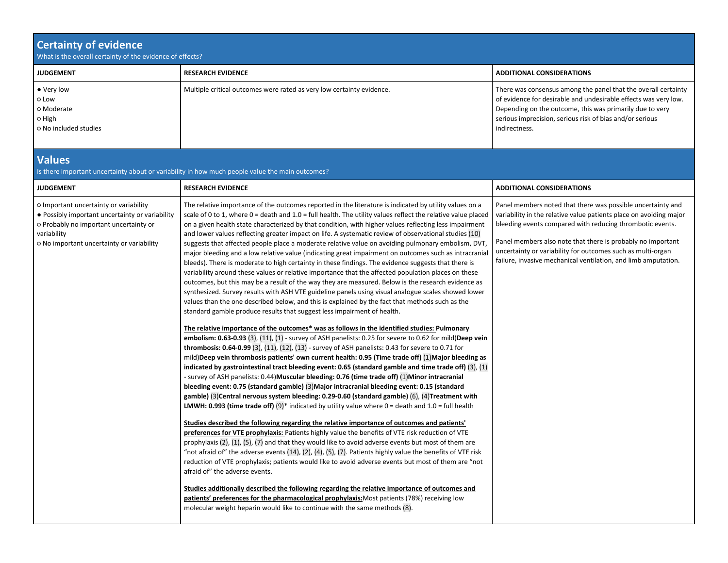## Certainty of evidence

What is the overall certainty of the evidence of effects?

| JUDGEMENT | RESEARCH EVIDENCE | ADDITIONAL CONSIDERATIONS |
|---|---|---|
| ● Very low<br>○ Low<br>○ Moderate<br>○ High<br>○ No included studies | Multiple critical outcomes were rated as very low certainty evidence. | There was consensus among the panel that the overall certainty of evidence for desirable and undesirable effects was very low. Depending on the outcome, this was primarily due to very serious imprecision, serious risk of bias and/or serious indirectness. |

## Values

Is there important uncertainty about or variability in how much people value the main outcomes?

| JUDGEMENT | RESEARCH EVIDENCE | ADDITIONAL CONSIDERATIONS |
|---|---|---|
| ○ Important uncertainty or variability<br>● Possibly important uncertainty or variability<br>○ Probably no important uncertainty or variability<br>○ No important uncertainty or variability | The relative importance of the outcomes reported in the literature is indicated by utility values on a scale of 0 to 1, where 0 = death and 1.0 = full health. The utility values reflect the relative value placed on a given health state characterized by that condition, with higher values reflecting less impairment and lower values reflecting greater impact on life. A systematic review of observational studies (10) suggests that affected people place a moderate relative value on avoiding pulmonary embolism, DVT, major bleeding and a low relative value (indicating great impairment on outcomes such as intracranial bleeds). There is moderate to high certainty in these findings. The evidence suggests that there is variability around these values or relative importance that the affected population places on these outcomes, but this may be a result of the way they are measured. Below is the research evidence as synthesized. Survey results with ASH VTE guideline panels using visual analogue scales showed lower values than the one described below, and this is explained by the fact that methods such as the standard gamble produce results that suggest less impairment of health.<br><br>**The relative importance of the outcomes* was as follows in the identified studies: Pulmonary embolism: 0.63-0.93** (3), (11), (1) - survey of ASH panelists: 0.25 for severe to 0.62 for mild)**Deep vein thrombosis: 0.64-0.99** (3), (11), (12), (13) - survey of ASH panelists: 0.43 for severe to 0.71 for mild)**Deep vein thrombosis patients' own current health: 0.95 (Time trade off)** (1)**Major bleeding as indicated by gastrointestinal tract bleeding event: 0.65 (standard gamble and time trade off)** (3), (1) - survey of ASH panelists: 0.44)**Muscular bleeding: 0.76 (time trade off)** (1)**Minor intracranial bleeding event: 0.75 (standard gamble)** (3)**Major intracranial bleeding event: 0.15 (standard gamble)** (3)**Central nervous system bleeding: 0.29-0.60 (standard gamble)** (6), (4)**Treatment with LMWH: 0.993 (time trade off)** (9)* indicated by utility value where 0 = death and 1.0 = full health<br><br>**Studies described the following regarding the relative importance of outcomes and patients' preferences for VTE prophylaxis:** Patients highly value the benefits of VTE risk reduction of VTE prophylaxis (2), (1), (5), (7) and that they would like to avoid adverse events but most of them are "not afraid of" the adverse events (14), (2), (4), (5), (7). Patients highly value the benefits of VTE risk reduction of VTE prophylaxis; patients would like to avoid adverse events but most of them are "not afraid of" the adverse events.<br><br>**Studies additionally described the following regarding the relative importance of outcomes and patients' preferences for the pharmacological prophylaxis:** Most patients (78%) receiving low molecular weight heparin would like to continue with the same methods (8). | Panel members noted that there was possible uncertainty and variability in the relative value patients place on avoiding major bleeding events compared with reducing thrombotic events.<br><br>Panel members also note that there is probably no important uncertainty or variability for outcomes such as multi-organ failure, invasive mechanical ventilation, and limb amputation. |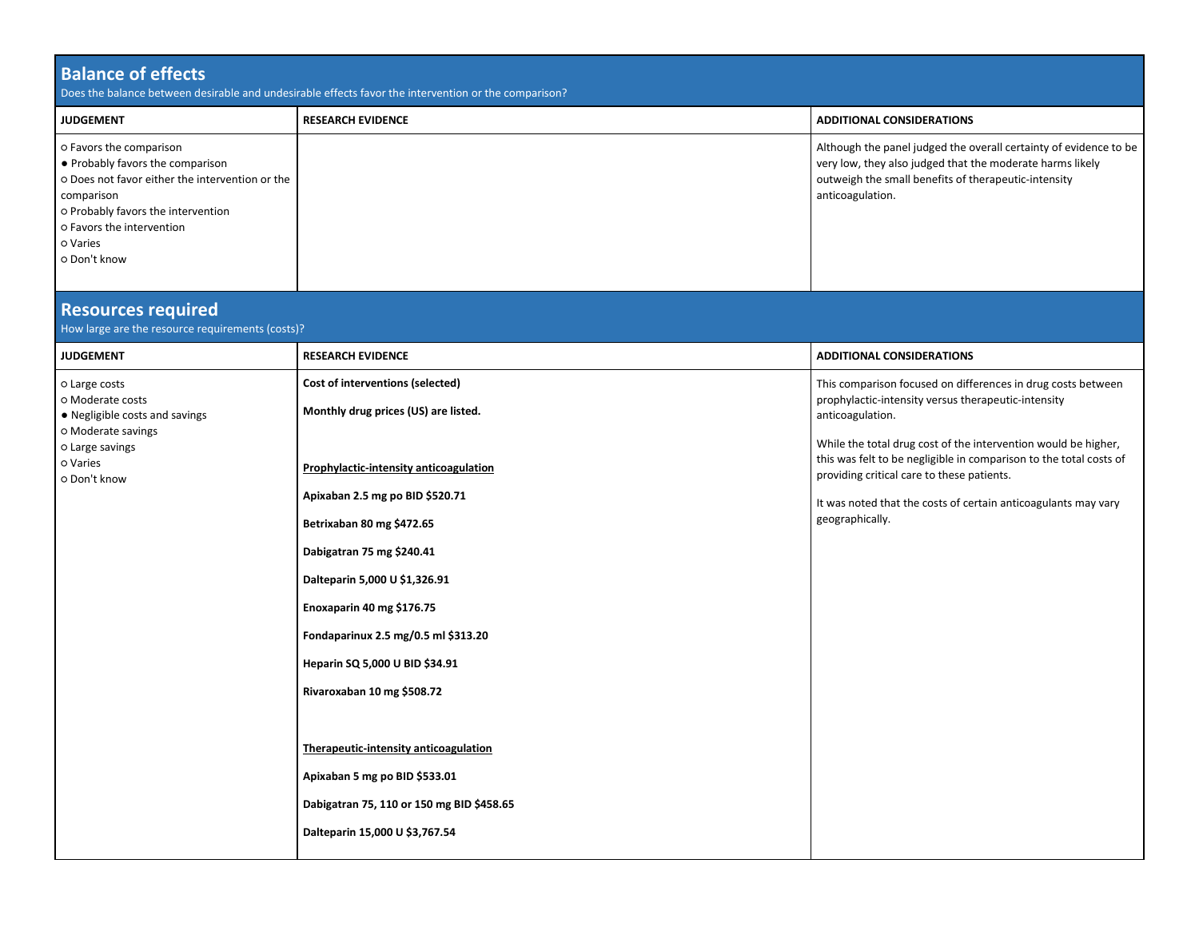## Balance of effects

Does the balance between desirable and undesirable effects favor the intervention or the comparison?

| JUDGEMENT | RESEARCH EVIDENCE | ADDITIONAL CONSIDERATIONS |
|---|---|---|
| ○ Favors the comparison<br>● Probably favors the comparison<br>○ Does not favor either the intervention or the comparison<br>○ Probably favors the intervention<br>○ Favors the intervention<br>○ Varies<br>○ Don't know | | Although the panel judged the overall certainty of evidence to be very low, they also judged that the moderate harms likely outweigh the small benefits of therapeutic-intensity anticoagulation. |

## Resources required

How large are the resource requirements (costs)?

| JUDGEMENT | RESEARCH EVIDENCE | ADDITIONAL CONSIDERATIONS |
|---|---|---|
| ○ Large costs<br>○ Moderate costs<br>● Negligible costs and savings<br>○ Moderate savings<br>○ Large savings<br>○ Varies<br>○ Don't know | **Cost of interventions (selected)**<br><br>**Monthly drug prices (US) are listed.**<br><br>**Prophylactic-intensity anticoagulation**<br><br>**Apixaban 2.5 mg po BID $520.71**<br><br>**Betrixaban 80 mg $472.65**<br><br>**Dabigatran 75 mg $240.41**<br><br>**Dalteparin 5,000 U $1,326.91**<br><br>**Enoxaparin 40 mg $176.75**<br><br>**Fondaparinux 2.5 mg/0.5 ml $313.20**<br><br>**Heparin SQ 5,000 U BID $34.91**<br><br>**Rivaroxaban 10 mg $508.72**<br><br>**Therapeutic-intensity anticoagulation**<br><br>**Apixaban 5 mg po BID $533.01**<br><br>**Dabigatran 75, 110 or 150 mg BID $458.65**<br><br>**Dalteparin 15,000 U $3,767.54** | This comparison focused on differences in drug costs between prophylactic-intensity versus therapeutic-intensity anticoagulation.<br><br>While the total drug cost of the intervention would be higher, this was felt to be negligible in comparison to the total costs of providing critical care to these patients.<br><br>It was noted that the costs of certain anticoagulants may vary geographically. |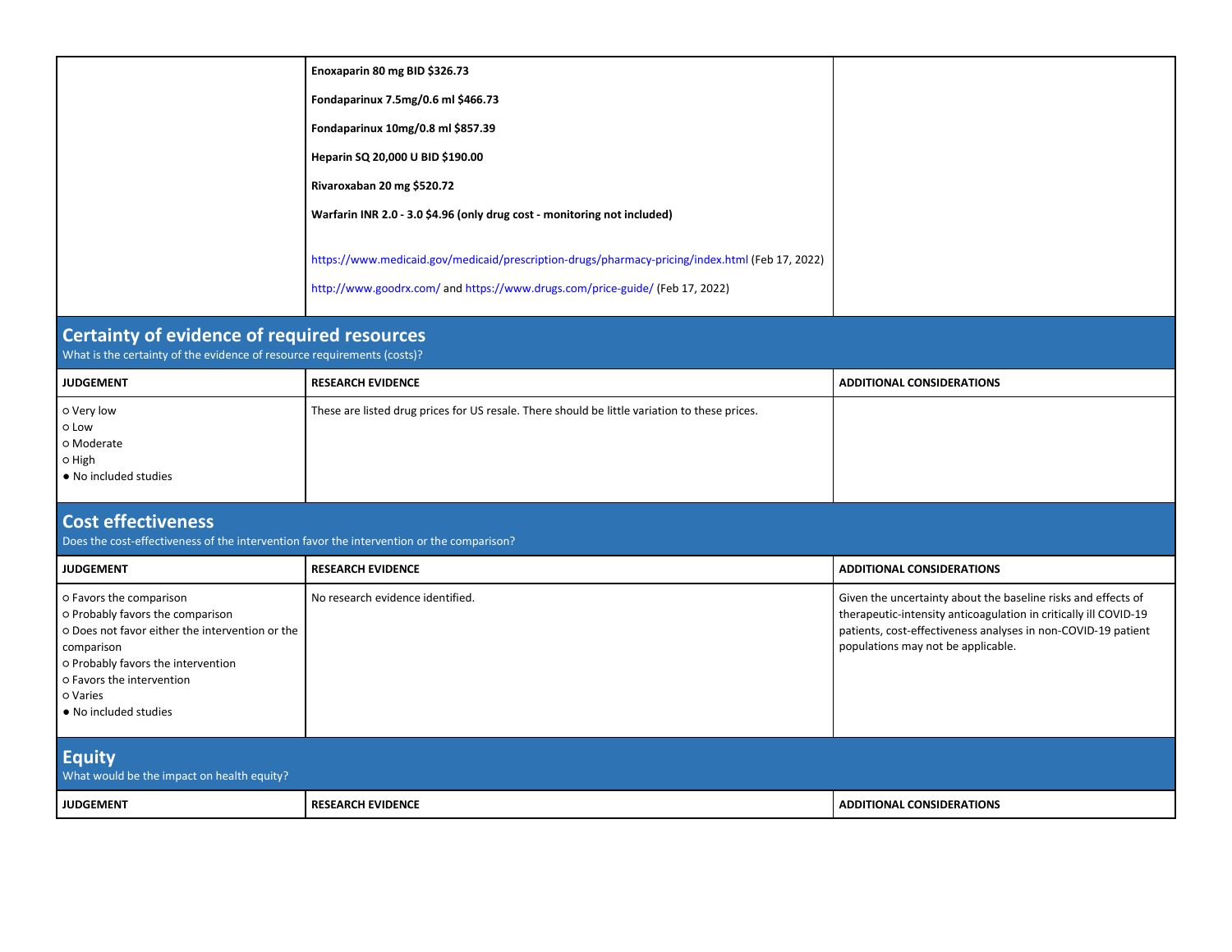| | | |
|---|---|---|
| | **Enoxaparin 80 mg BID $326.73**<br><br>**Fondaparinux 7.5mg/0.6 ml $466.73**<br><br>**Fondaparinux 10mg/0.8 ml $857.39**<br><br>**Heparin SQ 20,000 U BID $190.00**<br><br>**Rivaroxaban 20 mg $520.72**<br><br>**Warfarin INR 2.0 - 3.0 $4.96 (only drug cost - monitoring not included)**<br><br>https://www.medicaid.gov/medicaid/prescription-drugs/pharmacy-pricing/index.html (Feb 17, 2022)<br><br>http://www.goodrx.com/ and https://www.drugs.com/price-guide/ (Feb 17, 2022) | |

## Certainty of evidence of required resources

What is the certainty of the evidence of resource requirements (costs)?

| JUDGEMENT | RESEARCH EVIDENCE | ADDITIONAL CONSIDERATIONS |
|---|---|---|
| ○ Very low<br>○ Low<br>○ Moderate<br>○ High<br>● No included studies | These are listed drug prices for US resale. There should be little variation to these prices. | |

## Cost effectiveness

Does the cost-effectiveness of the intervention favor the intervention or the comparison?

| JUDGEMENT | RESEARCH EVIDENCE | ADDITIONAL CONSIDERATIONS |
|---|---|---|
| ○ Favors the comparison<br>○ Probably favors the comparison<br>○ Does not favor either the intervention or the comparison<br>○ Probably favors the intervention<br>○ Favors the intervention<br>○ Varies<br>● No included studies | No research evidence identified. | Given the uncertainty about the baseline risks and effects of therapeutic-intensity anticoagulation in critically ill COVID-19 patients, cost-effectiveness analyses in non-COVID-19 patient populations may not be applicable. |

## Equity

What would be the impact on health equity?

| JUDGEMENT | RESEARCH EVIDENCE | ADDITIONAL CONSIDERATIONS |
|---|---|---|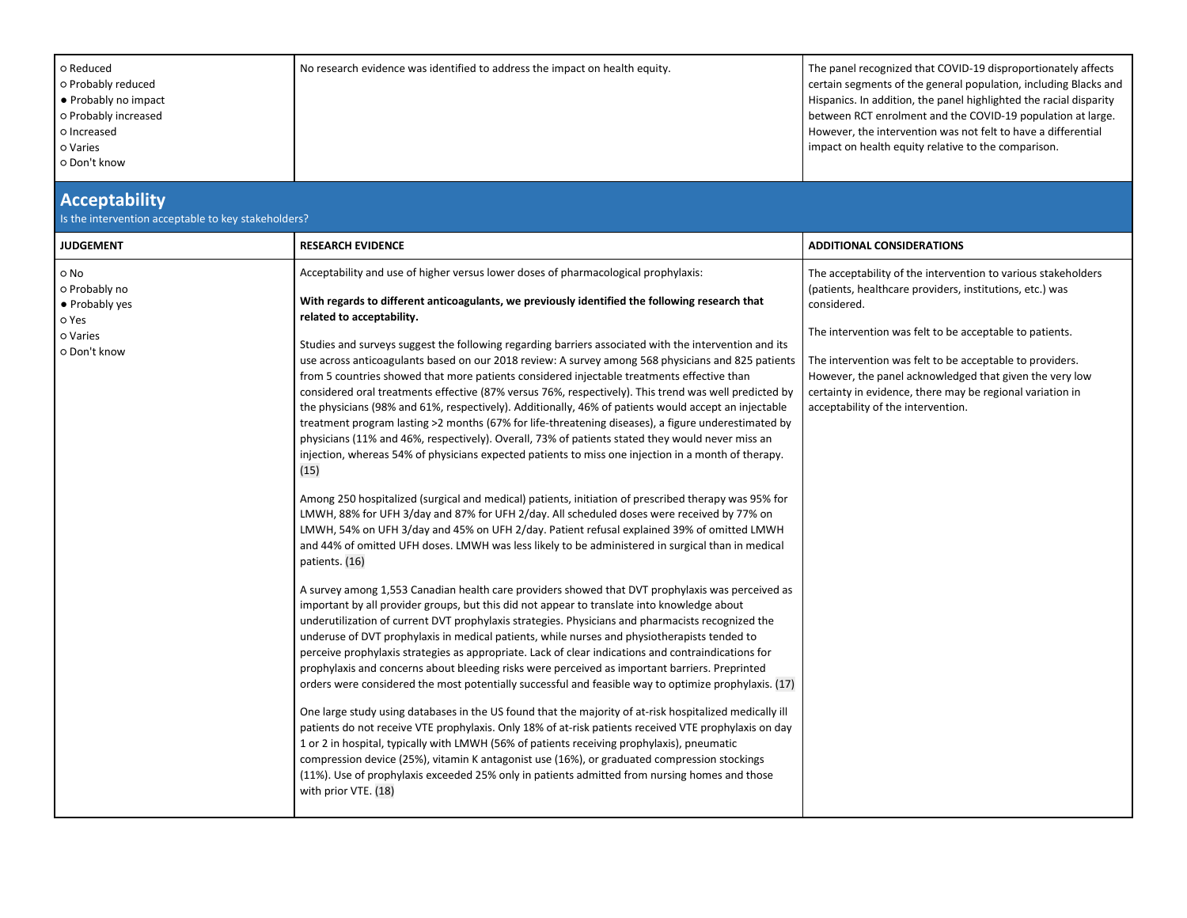| | | |
|---|---|---|
| ○ Reduced<br>○ Probably reduced<br>● Probably no impact<br>○ Probably increased<br>○ Increased<br>○ Varies<br>○ Don't know | No research evidence was identified to address the impact on health equity. | The panel recognized that COVID-19 disproportionately affects certain segments of the general population, including Blacks and Hispanics. In addition, the panel highlighted the racial disparity between RCT enrolment and the COVID-19 population at large. However, the intervention was not felt to have a differential impact on health equity relative to the comparison. |

## Acceptability

Is the intervention acceptable to key stakeholders?

| JUDGEMENT | RESEARCH EVIDENCE | ADDITIONAL CONSIDERATIONS |
|---|---|---|
| ○ No<br>○ Probably no<br>● Probably yes<br>○ Yes<br>○ Varies<br>○ Don't know | Acceptability and use of higher versus lower doses of pharmacological prophylaxis:<br><br>**With regards to different anticoagulants, we previously identified the following research that related to acceptability.**<br><br>Studies and surveys suggest the following regarding barriers associated with the intervention and its use across anticoagulants based on our 2018 review: A survey among 568 physicians and 825 patients from 5 countries showed that more patients considered injectable treatments effective than considered oral treatments effective (87% versus 76%, respectively). This trend was well predicted by the physicians (98% and 61%, respectively). Additionally, 46% of patients would accept an injectable treatment program lasting >2 months (67% for life-threatening diseases), a figure underestimated by physicians (11% and 46%, respectively). Overall, 73% of patients stated they would never miss an injection, whereas 54% of physicians expected patients to miss one injection in a month of therapy. (15)<br><br>Among 250 hospitalized (surgical and medical) patients, initiation of prescribed therapy was 95% for LMWH, 88% for UFH 3/day and 87% for UFH 2/day. All scheduled doses were received by 77% on LMWH, 54% on UFH 3/day and 45% on UFH 2/day. Patient refusal explained 39% of omitted LMWH and 44% of omitted UFH doses. LMWH was less likely to be administered in surgical than in medical patients. (16)<br><br>A survey among 1,553 Canadian health care providers showed that DVT prophylaxis was perceived as important by all provider groups, but this did not appear to translate into knowledge about underutilization of current DVT prophylaxis strategies. Physicians and pharmacists recognized the underuse of DVT prophylaxis in medical patients, while nurses and physiotherapists tended to perceive prophylaxis strategies as appropriate. Lack of clear indications and contraindications for prophylaxis and concerns about bleeding risks were perceived as important barriers. Preprinted orders were considered the most potentially successful and feasible way to optimize prophylaxis. (17)<br><br>One large study using databases in the US found that the majority of at-risk hospitalized medically ill patients do not receive VTE prophylaxis. Only 18% of at-risk patients received VTE prophylaxis on day 1 or 2 in hospital, typically with LMWH (56% of patients receiving prophylaxis), pneumatic compression device (25%), vitamin K antagonist use (16%), or graduated compression stockings (11%). Use of prophylaxis exceeded 25% only in patients admitted from nursing homes and those with prior VTE. (18) | The acceptability of the intervention to various stakeholders (patients, healthcare providers, institutions, etc.) was considered.<br><br>The intervention was felt to be acceptable to patients.<br><br>The intervention was felt to be acceptable to providers. However, the panel acknowledged that given the very low certainty in evidence, there may be regional variation in acceptability of the intervention. |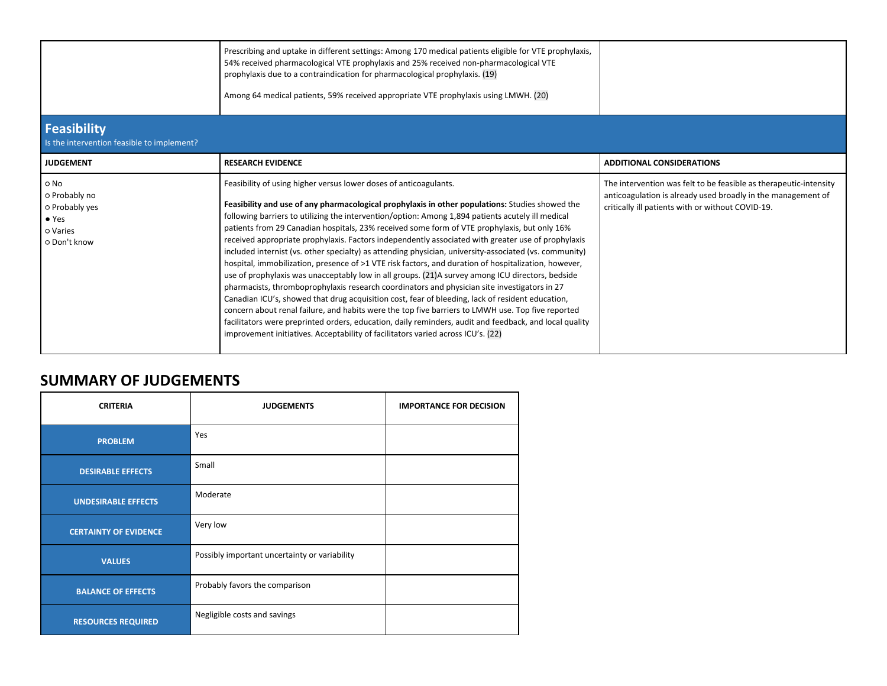| | | |
|---|---|---|
| | Prescribing and uptake in different settings: Among 170 medical patients eligible for VTE prophylaxis, 54% received pharmacological VTE prophylaxis and 25% received non-pharmacological VTE prophylaxis due to a contraindication for pharmacological prophylaxis. (19)<br><br>Among 64 medical patients, 59% received appropriate VTE prophylaxis using LMWH. (20) | |

## Feasibility

Is the intervention feasible to implement?

| JUDGEMENT | RESEARCH EVIDENCE | ADDITIONAL CONSIDERATIONS |
|---|---|---|
| ○ No<br>○ Probably no<br>○ Probably yes<br>● Yes<br>○ Varies<br>○ Don't know | Feasibility of using higher versus lower doses of anticoagulants.<br><br>**Feasibility and use of any pharmacological prophylaxis in other populations:** Studies showed the following barriers to utilizing the intervention/option: Among 1,894 patients acutely ill medical patients from 29 Canadian hospitals, 23% received some form of VTE prophylaxis, but only 16% received appropriate prophylaxis. Factors independently associated with greater use of prophylaxis included internist (vs. other specialty) as attending physician, university-associated (vs. community) hospital, immobilization, presence of >1 VTE risk factors, and duration of hospitalization, however, use of prophylaxis was unacceptably low in all groups. (21)A survey among ICU directors, bedside pharmacists, thromboprophylaxis research coordinators and physician site investigators in 27 Canadian ICU's, showed that drug acquisition cost, fear of bleeding, lack of resident education, concern about renal failure, and habits were the top five barriers to LMWH use. Top five reported facilitators were preprinted orders, education, daily reminders, audit and feedback, and local quality improvement initiatives. Acceptability of facilitators varied across ICU's. (22) | The intervention was felt to be feasible as therapeutic-intensity anticoagulation is already used broadly in the management of critically ill patients with or without COVID-19. |

## SUMMARY OF JUDGEMENTS

| CRITERIA | JUDGEMENTS | IMPORTANCE FOR DECISION |
|---|---|---|
| PROBLEM | Yes | |
| DESIRABLE EFFECTS | Small | |
| UNDESIRABLE EFFECTS | Moderate | |
| CERTAINTY OF EVIDENCE | Very low | |
| VALUES | Possibly important uncertainty or variability | |
| BALANCE OF EFFECTS | Probably favors the comparison | |
| RESOURCES REQUIRED | Negligible costs and savings | |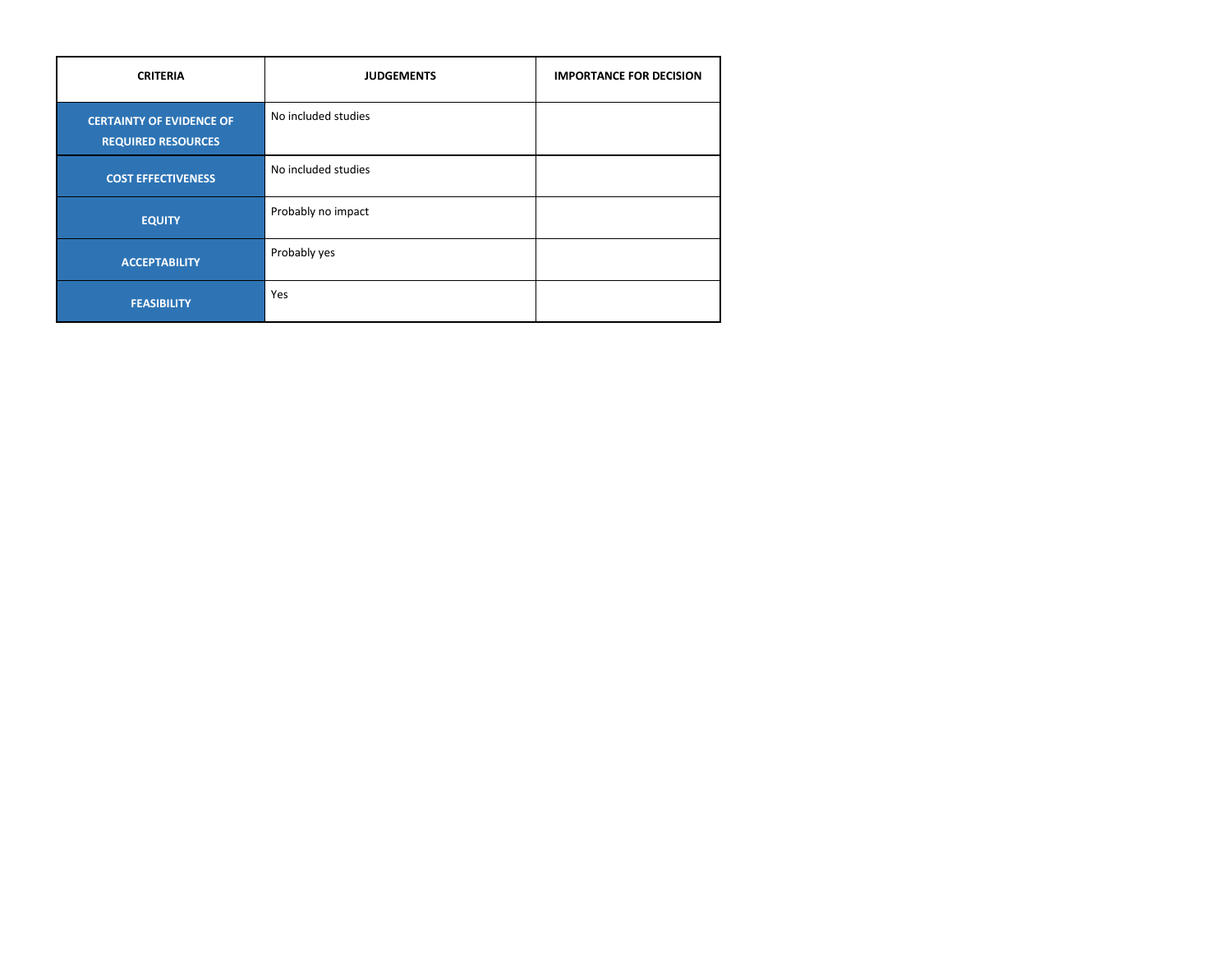| CRITERIA | JUDGEMENTS | IMPORTANCE FOR DECISION |
| --- | --- | --- |
| **CERTAINTY OF EVIDENCE OF REQUIRED RESOURCES** | No included studies | |
| **COST EFFECTIVENESS** | No included studies | |
| **EQUITY** | Probably no impact | |
| **ACCEPTABILITY** | Probably yes | |
| **FEASIBILITY** | Yes | |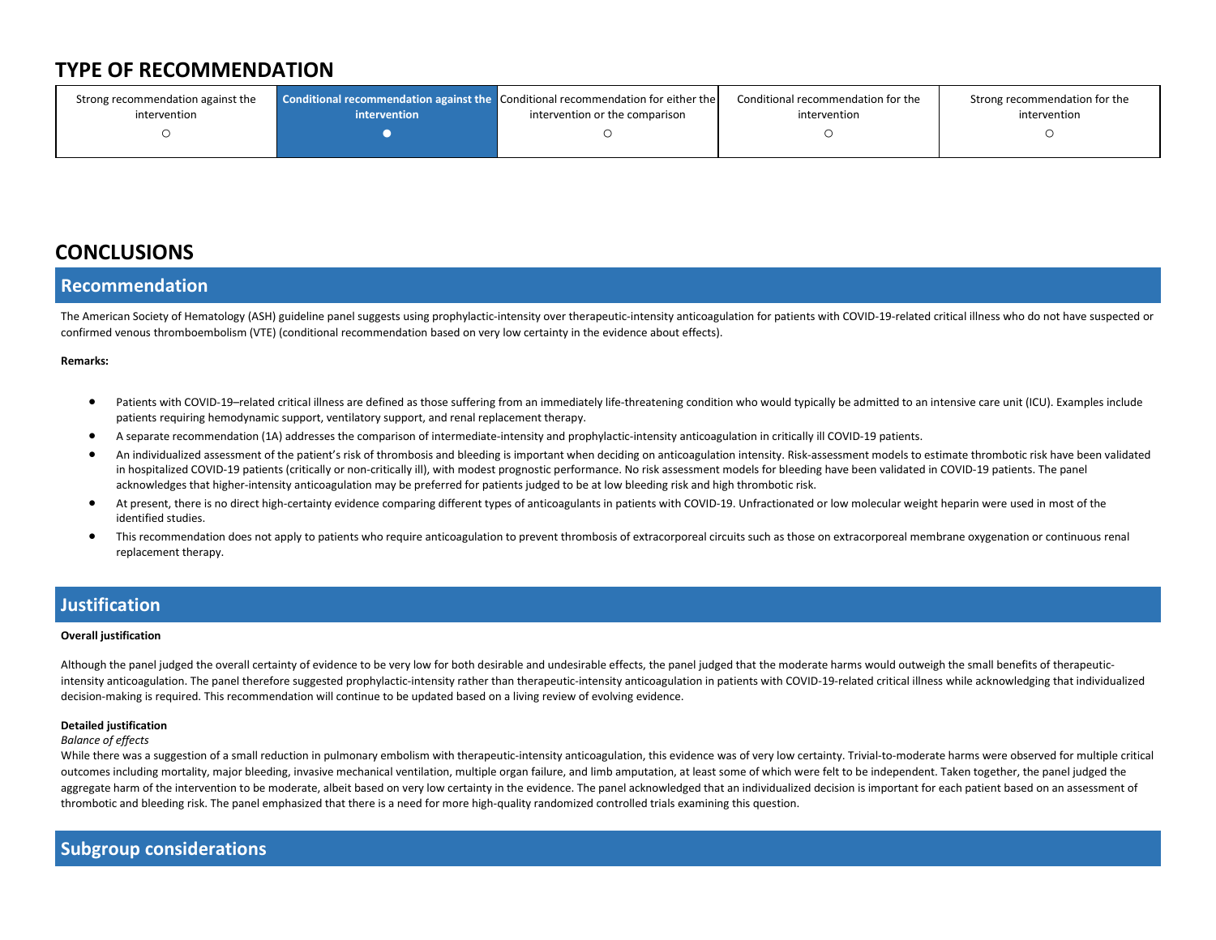## TYPE OF RECOMMENDATION

| Strong recommendation against the intervention | Conditional recommendation against the intervention | Conditional recommendation for either the intervention or the comparison | Conditional recommendation for the intervention | Strong recommendation for the intervention |
|---|---|---|---|---|
| ○ | ● | ○ | ○ | ○ |

## CONCLUSIONS

### Recommendation

The American Society of Hematology (ASH) guideline panel suggests using prophylactic-intensity over therapeutic-intensity anticoagulation for patients with COVID-19-related critical illness who do not have suspected or confirmed venous thromboembolism (VTE) (conditional recommendation based on very low certainty in the evidence about effects).

**Remarks:**

- Patients with COVID-19–related critical illness are defined as those suffering from an immediately life-threatening condition who would typically be admitted to an intensive care unit (ICU). Examples include patients requiring hemodynamic support, ventilatory support, and renal replacement therapy.
- A separate recommendation (1A) addresses the comparison of intermediate-intensity and prophylactic-intensity anticoagulation in critically ill COVID-19 patients.
- An individualized assessment of the patient's risk of thrombosis and bleeding is important when deciding on anticoagulation intensity. Risk-assessment models to estimate thrombotic risk have been validated in hospitalized COVID-19 patients (critically or non-critically ill), with modest prognostic performance. No risk assessment models for bleeding have been validated in COVID-19 patients. The panel acknowledges that higher-intensity anticoagulation may be preferred for patients judged to be at low bleeding risk and high thrombotic risk.
- At present, there is no direct high-certainty evidence comparing different types of anticoagulants in patients with COVID-19. Unfractionated or low molecular weight heparin were used in most of the identified studies.
- This recommendation does not apply to patients who require anticoagulation to prevent thrombosis of extracorporeal circuits such as those on extracorporeal membrane oxygenation or continuous renal replacement therapy.

### Justification

**Overall justification**

Although the panel judged the overall certainty of evidence to be very low for both desirable and undesirable effects, the panel judged that the moderate harms would outweigh the small benefits of therapeutic-intensity anticoagulation. The panel therefore suggested prophylactic-intensity rather than therapeutic-intensity anticoagulation in patients with COVID-19-related critical illness while acknowledging that individualized decision-making is required. This recommendation will continue to be updated based on a living review of evolving evidence.

**Detailed justification**

*Balance of effects*

While there was a suggestion of a small reduction in pulmonary embolism with therapeutic-intensity anticoagulation, this evidence was of very low certainty. Trivial-to-moderate harms were observed for multiple critical outcomes including mortality, major bleeding, invasive mechanical ventilation, multiple organ failure, and limb amputation, at least some of which were felt to be independent. Taken together, the panel judged the aggregate harm of the intervention to be moderate, albeit based on very low certainty in the evidence. The panel acknowledged that an individualized decision is important for each patient based on an assessment of thrombotic and bleeding risk. The panel emphasized that there is a need for more high-quality randomized controlled trials examining this question.

### Subgroup considerations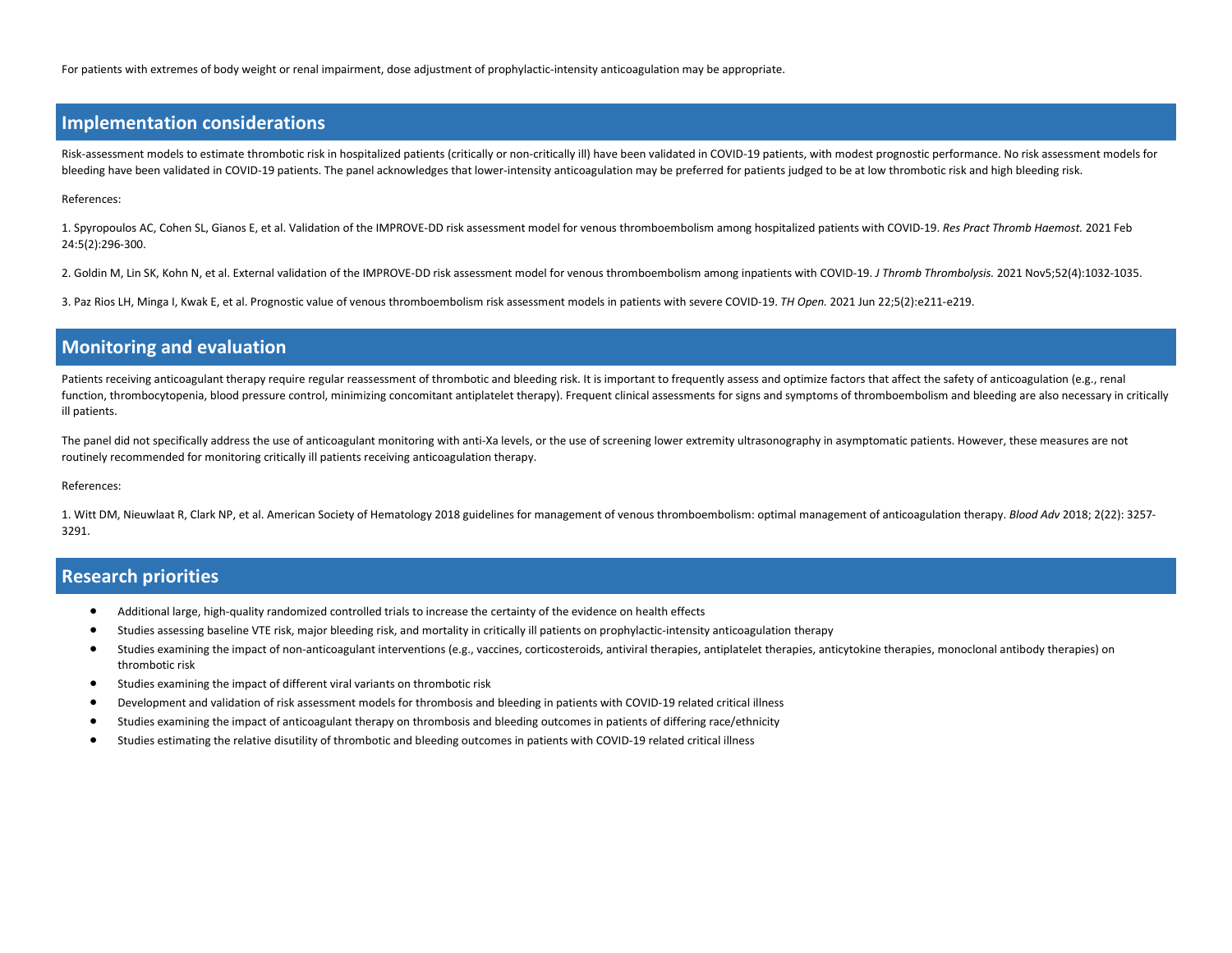For patients with extremes of body weight or renal impairment, dose adjustment of prophylactic-intensity anticoagulation may be appropriate.

## Implementation considerations

Risk-assessment models to estimate thrombotic risk in hospitalized patients (critically or non-critically ill) have been validated in COVID-19 patients, with modest prognostic performance. No risk assessment models for bleeding have been validated in COVID-19 patients. The panel acknowledges that lower-intensity anticoagulation may be preferred for patients judged to be at low thrombotic risk and high bleeding risk.

References:

1. Spyropoulos AC, Cohen SL, Gianos E, et al. Validation of the IMPROVE-DD risk assessment model for venous thromboembolism among hospitalized patients with COVID-19. *Res Pract Thromb Haemost.* 2021 Feb 24:5(2):296-300.

2. Goldin M, Lin SK, Kohn N, et al. External validation of the IMPROVE-DD risk assessment model for venous thromboembolism among inpatients with COVID-19. *J Thromb Thrombolysis.* 2021 Nov5;52(4):1032-1035.

3. Paz Rios LH, Minga I, Kwak E, et al. Prognostic value of venous thromboembolism risk assessment models in patients with severe COVID-19. *TH Open.* 2021 Jun 22;5(2):e211-e219.

## Monitoring and evaluation

Patients receiving anticoagulant therapy require regular reassessment of thrombotic and bleeding risk. It is important to frequently assess and optimize factors that affect the safety of anticoagulation (e.g., renal function, thrombocytopenia, blood pressure control, minimizing concomitant antiplatelet therapy). Frequent clinical assessments for signs and symptoms of thromboembolism and bleeding are also necessary in critically ill patients.

The panel did not specifically address the use of anticoagulant monitoring with anti-Xa levels, or the use of screening lower extremity ultrasonography in asymptomatic patients. However, these measures are not routinely recommended for monitoring critically ill patients receiving anticoagulation therapy.

References:

1. Witt DM, Nieuwlaat R, Clark NP, et al. American Society of Hematology 2018 guidelines for management of venous thromboembolism: optimal management of anticoagulation therapy. *Blood Adv* 2018; 2(22): 3257-3291.

## Research priorities

- Additional large, high-quality randomized controlled trials to increase the certainty of the evidence on health effects
- Studies assessing baseline VTE risk, major bleeding risk, and mortality in critically ill patients on prophylactic-intensity anticoagulation therapy
- Studies examining the impact of non-anticoagulant interventions (e.g., vaccines, corticosteroids, antiviral therapies, antiplatelet therapies, anticytokine therapies, monoclonal antibody therapies) on thrombotic risk
- Studies examining the impact of different viral variants on thrombotic risk
- Development and validation of risk assessment models for thrombosis and bleeding in patients with COVID-19 related critical illness
- Studies examining the impact of anticoagulant therapy on thrombosis and bleeding outcomes in patients of differing race/ethnicity
- Studies estimating the relative disutility of thrombotic and bleeding outcomes in patients with COVID-19 related critical illness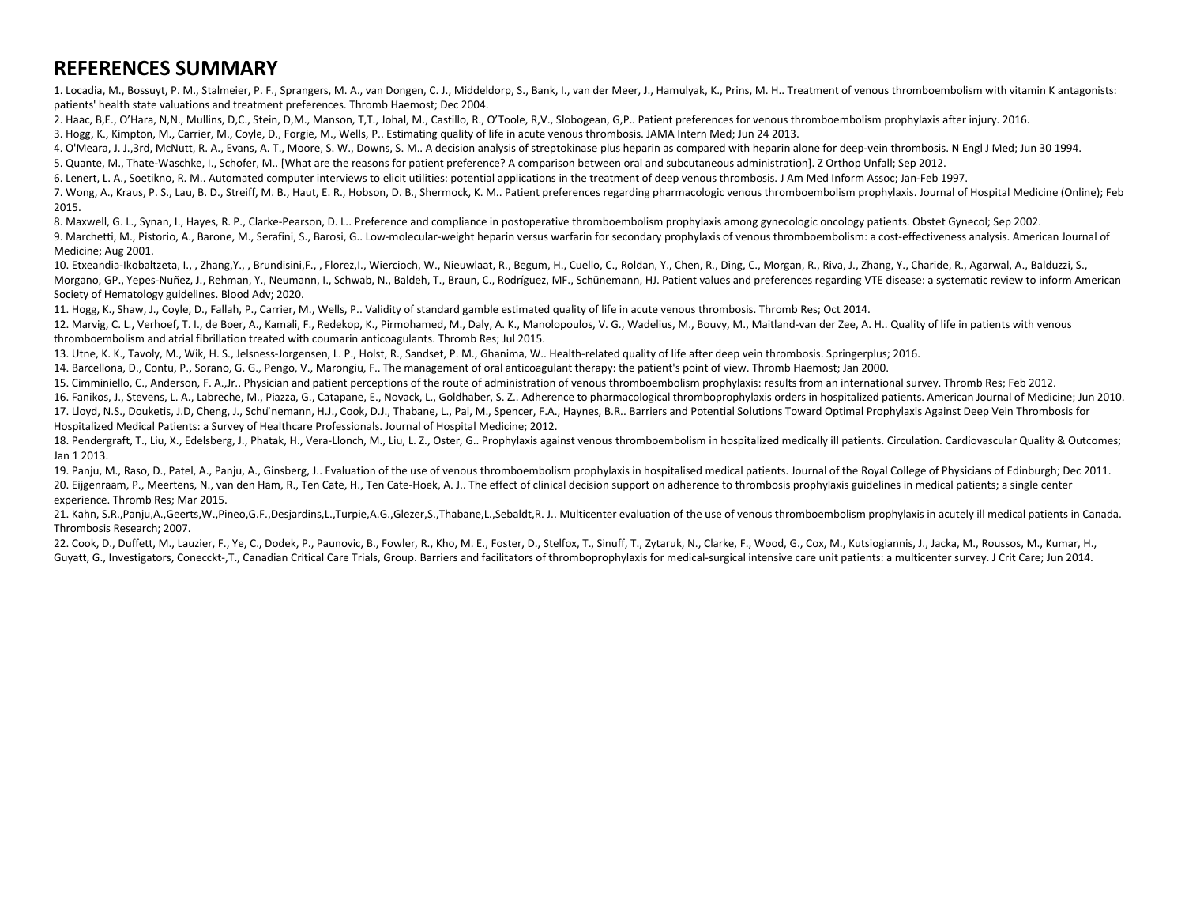# REFERENCES SUMMARY

1. Locadia, M., Bossuyt, P. M., Stalmeier, P. F., Sprangers, M. A., van Dongen, C. J., Middeldorp, S., Bank, I., van der Meer, J., Hamulyak, K., Prins, M. H.. Treatment of venous thromboembolism with vitamin K antagonists: patients' health state valuations and treatment preferences. Thromb Haemost; Dec 2004.
2. Haac, B,E., O'Hara, N,N., Mullins, D,C., Stein, D,M., Manson, T,T., Johal, M., Castillo, R., O'Toole, R,V., Slobogean, G,P.. Patient preferences for venous thromboembolism prophylaxis after injury. 2016.
3. Hogg, K., Kimpton, M., Carrier, M., Coyle, D., Forgie, M., Wells, P.. Estimating quality of life in acute venous thrombosis. JAMA Intern Med; Jun 24 2013.
4. O'Meara, J. J.,3rd, McNutt, R. A., Evans, A. T., Moore, S. W., Downs, S. M.. A decision analysis of streptokinase plus heparin as compared with heparin alone for deep-vein thrombosis. N Engl J Med; Jun 30 1994.
5. Quante, M., Thate-Waschke, I., Schofer, M.. [What are the reasons for patient preference? A comparison between oral and subcutaneous administration]. Z Orthop Unfall; Sep 2012.
6. Lenert, L. A., Soetikno, R. M.. Automated computer interviews to elicit utilities: potential applications in the treatment of deep venous thrombosis. J Am Med Inform Assoc; Jan-Feb 1997.
7. Wong, A., Kraus, P. S., Lau, B. D., Streiff, M. B., Haut, E. R., Hobson, D. B., Shermock, K. M.. Patient preferences regarding pharmacologic venous thromboembolism prophylaxis. Journal of Hospital Medicine (Online); Feb 2015.
8. Maxwell, G. L., Synan, I., Hayes, R. P., Clarke-Pearson, D. L.. Preference and compliance in postoperative thromboembolism prophylaxis among gynecologic oncology patients. Obstet Gynecol; Sep 2002.
9. Marchetti, M., Pistorio, A., Barone, M., Serafini, S., Barosi, G.. Low-molecular-weight heparin versus warfarin for secondary prophylaxis of venous thromboembolism: a cost-effectiveness analysis. American Journal of Medicine; Aug 2001.
10. Etxeandia-Ikobaltzeta, I., , Zhang,Y., , Brundisini,F., , Florez,I., Wiercioch, W., Nieuwlaat, R., Begum, H., Cuello, C., Roldan, Y., Chen, R., Ding, C., Morgan, R., Riva, J., Zhang, Y., Charide, R., Agarwal, A., Balduzzi, S., Morgano, GP., Yepes-Nuñez, J., Rehman, Y., Neumann, I., Schwab, N., Baldeh, T., Braun, C., Rodríguez, MF., Schünemann, HJ. Patient values and preferences regarding VTE disease: a systematic review to inform American Society of Hematology guidelines. Blood Adv; 2020.
11. Hogg, K., Shaw, J., Coyle, D., Fallah, P., Carrier, M., Wells, P.. Validity of standard gamble estimated quality of life in acute venous thrombosis. Thromb Res; Oct 2014.
12. Marvig, C. L., Verhoef, T. I., de Boer, A., Kamali, F., Redekop, K., Pirmohamed, M., Daly, A. K., Manolopoulos, V. G., Wadelius, M., Bouvy, M., Maitland-van der Zee, A. H.. Quality of life in patients with venous thromboembolism and atrial fibrillation treated with coumarin anticoagulants. Thromb Res; Jul 2015.
13. Utne, K. K., Tavoly, M., Wik, H. S., Jelsness-Jorgensen, L. P., Holst, R., Sandset, P. M., Ghanima, W.. Health-related quality of life after deep vein thrombosis. Springerplus; 2016.
14. Barcellona, D., Contu, P., Sorano, G. G., Pengo, V., Marongiu, F.. The management of oral anticoagulant therapy: the patient's point of view. Thromb Haemost; Jan 2000.
15. Cimminiello, C., Anderson, F. A.,Jr.. Physician and patient perceptions of the route of administration of venous thromboembolism prophylaxis: results from an international survey. Thromb Res; Feb 2012.
16. Fanikos, J., Stevens, L. A., Labreche, M., Piazza, G., Catapane, E., Novack, L., Goldhaber, S. Z.. Adherence to pharmacological thromboprophylaxis orders in hospitalized patients. American Journal of Medicine; Jun 2010.
17. Lloyd, N.S., Douketis, J.D, Cheng, J., Schünemann, H.J., Cook, D.J., Thabane, L., Pai, M., Spencer, F.A., Haynes, B.R.. Barriers and Potential Solutions Toward Optimal Prophylaxis Against Deep Vein Thrombosis for Hospitalized Medical Patients: a Survey of Healthcare Professionals. Journal of Hospital Medicine; 2012.
18. Pendergraft, T., Liu, X., Edelsberg, J., Phatak, H., Vera-Llonch, M., Liu, L. Z., Oster, G.. Prophylaxis against venous thromboembolism in hospitalized medically ill patients. Circulation. Cardiovascular Quality & Outcomes; Jan 1 2013.
19. Panju, M., Raso, D., Patel, A., Panju, A., Ginsberg, J.. Evaluation of the use of venous thromboembolism prophylaxis in hospitalised medical patients. Journal of the Royal College of Physicians of Edinburgh; Dec 2011.
20. Eijgenraam, P., Meertens, N., van den Ham, R., Ten Cate, H., Ten Cate-Hoek, A. J.. The effect of clinical decision support on adherence to thrombosis prophylaxis guidelines in medical patients; a single center experience. Thromb Res; Mar 2015.
21. Kahn, S.R.,Panju,A.,Geerts,W.,Pineo,G.F.,Desjardins,L.,Turpie,A.G.,Glezer,S.,Thabane,L.,Sebaldt,R. J.. Multicenter evaluation of the use of venous thromboembolism prophylaxis in acutely ill medical patients in Canada. Thrombosis Research; 2007.
22. Cook, D., Duffett, M., Lauzier, F., Ye, C., Dodek, P., Paunovic, B., Fowler, R., Kho, M. E., Foster, D., Stelfox, T., Sinuff, T., Zytaruk, N., Clarke, F., Wood, G., Cox, M., Kutsiogiannis, J., Jacka, M., Roussos, M., Kumar, H., Guyatt, G., Investigators, Conecckt-,T., Canadian Critical Care Trials, Group. Barriers and facilitators of thromboprophylaxis for medical-surgical intensive care unit patients: a multicenter survey. J Crit Care; Jun 2014.